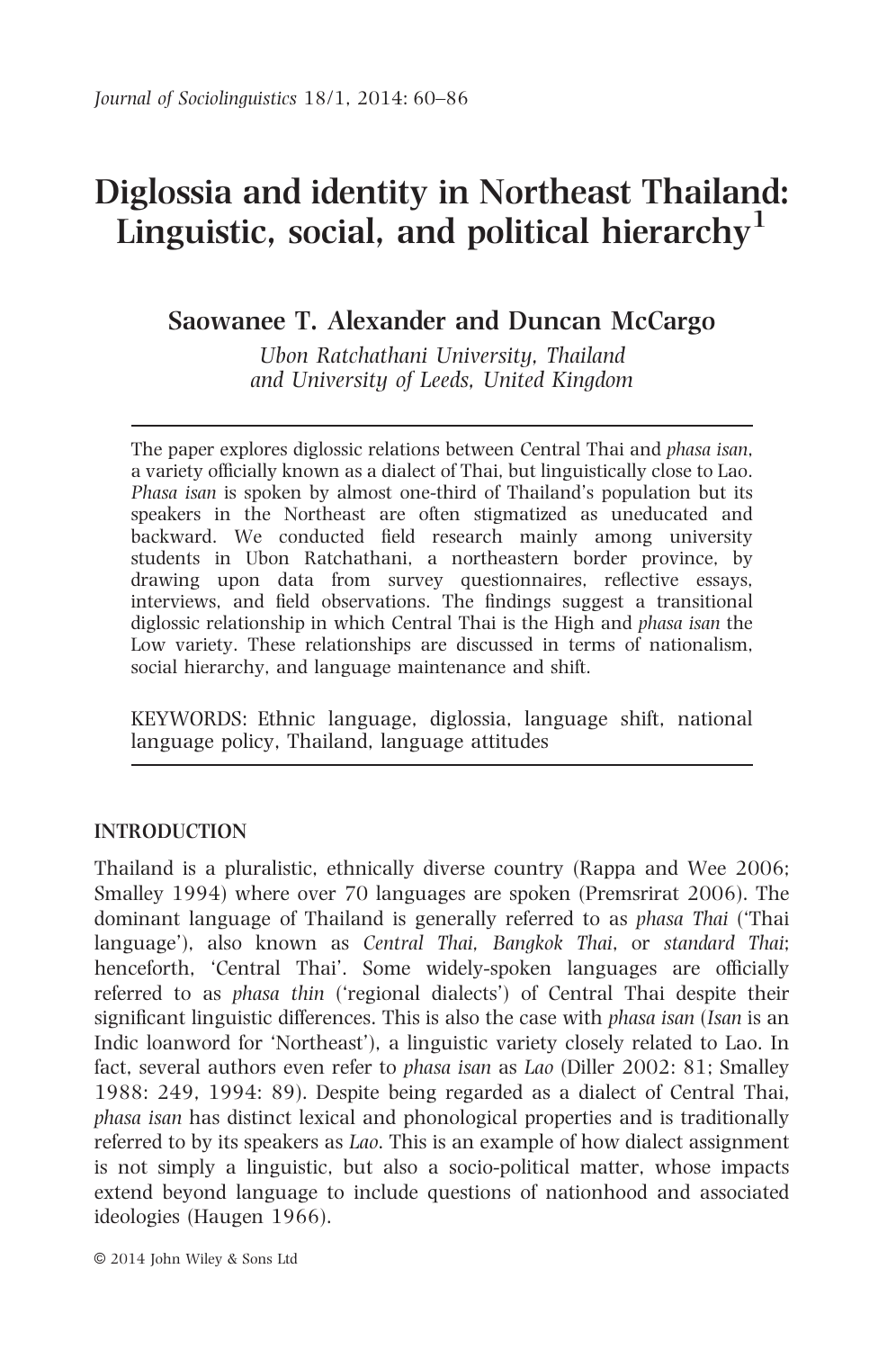# Diglossia and identity in Northeast Thailand: Linguistic, social, and political hierarchy[1]

**Saowanee T. Alexander and Duncan McCargo**

*Ubon Ratchathani University, Thailand and University of Leeds, United Kingdom*

The paper explores diglossic relations between Central Thai and *phasa isan*, a variety officially known as a dialect of Thai, but linguistically close to Lao. *Phasa isan* is spoken by almost one-third of Thailand's population but its speakers in the Northeast are often stigmatized as uneducated and backward. We conducted field research mainly among university students in Ubon Ratchathani, a northeastern border province, by drawing upon data from survey questionnaires, reflective essays, interviews, and field observations. The findings suggest a transitional diglossic relationship in which Central Thai is the High and *phasa isan* the Low variety. These relationships are discussed in terms of nationalism, social hierarchy, and language maintenance and shift.

KEYWORDS: Ethnic language, diglossia, language shift, national language policy, Thailand, language attitudes

## INTRODUCTION

Thailand is a pluralistic, ethnically diverse country (Rappa and Wee 2006; Smalley 1994) where over 70 languages are spoken (Premsrirat 2006). The dominant language of Thailand is generally referred to as *phasa Thai* ('Thai language'), also known as *Central Thai*, *Bangkok Thai*, or *standard Thai*; henceforth, 'Central Thai'. Some widely-spoken languages are officially referred to as *phasa thin* ('regional dialects') of Central Thai despite their significant linguistic differences. This is also the case with *phasa isan* (*Isan* is an Indic loanword for 'Northeast'), a linguistic variety closely related to Lao. In fact, several authors even refer to *phasa isan* as *Lao* (Diller 2002: 81; Smalley 1988: 249, 1994: 89). Despite being regarded as a dialect of Central Thai, *phasa isan* has distinct lexical and phonological properties and is traditionally referred to by its speakers as *Lao*. This is an example of how dialect assignment is not simply a linguistic, but also a socio-political matter, whose impacts extend beyond language to include questions of nationhood and associated ideologies (Haugen 1966).

© 2014 John Wiley & Sons Ltd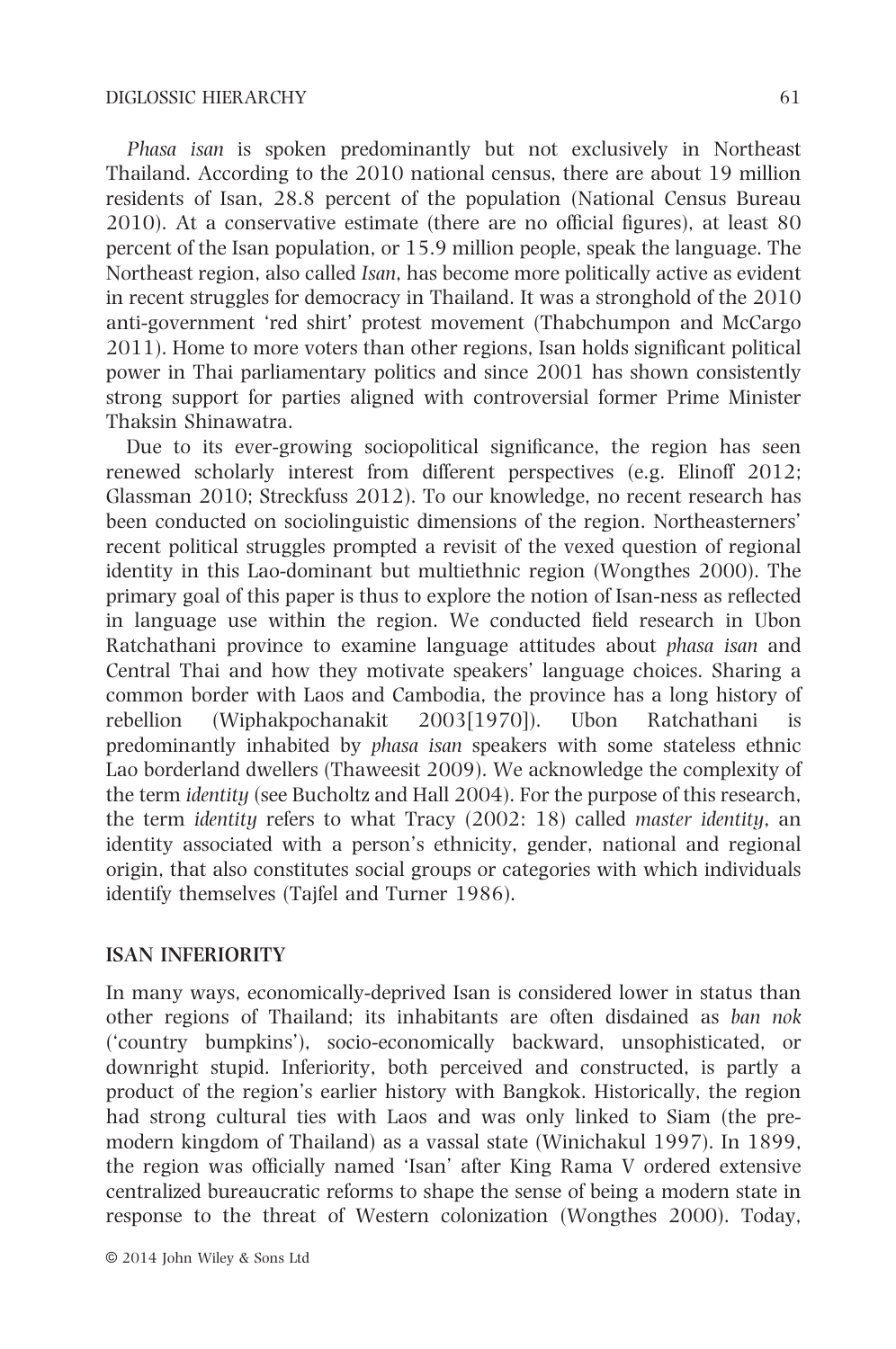*Phasa isan* is spoken predominantly but not exclusively in Northeast Thailand. According to the 2010 national census, there are about 19 million residents of Isan, 28.8 percent of the population (National Census Bureau 2010). At a conservative estimate (there are no official figures), at least 80 percent of the Isan population, or 15.9 million people, speak the language. The Northeast region, also called *Isan*, has become more politically active as evident in recent struggles for democracy in Thailand. It was a stronghold of the 2010 anti-government 'red shirt' protest movement (Thabchumpon and McCargo 2011). Home to more voters than other regions, Isan holds significant political power in Thai parliamentary politics and since 2001 has shown consistently strong support for parties aligned with controversial former Prime Minister Thaksin Shinawatra.

Due to its ever-growing sociopolitical significance, the region has seen renewed scholarly interest from different perspectives (e.g. Elinoff 2012; Glassman 2010; Streckfuss 2012). To our knowledge, no recent research has been conducted on sociolinguistic dimensions of the region. Northeasterners' recent political struggles prompted a revisit of the vexed question of regional identity in this Lao-dominant but multiethnic region (Wongthes 2000). The primary goal of this paper is thus to explore the notion of Isan-ness as reflected in language use within the region. We conducted field research in Ubon Ratchathani province to examine language attitudes about *phasa isan* and Central Thai and how they motivate speakers' language choices. Sharing a common border with Laos and Cambodia, the province has a long history of rebellion (Wiphakpochanakit 2003[1970]). Ubon Ratchathani is predominantly inhabited by *phasa isan* speakers with some stateless ethnic Lao borderland dwellers (Thaweesit 2009). We acknowledge the complexity of the term *identity* (see Bucholtz and Hall 2004). For the purpose of this research, the term *identity* refers to what Tracy (2002: 18) called *master identity*, an identity associated with a person's ethnicity, gender, national and regional origin, that also constitutes social groups or categories with which individuals identify themselves (Tajfel and Turner 1986).

## ISAN INFERIORITY

In many ways, economically-deprived Isan is considered lower in status than other regions of Thailand; its inhabitants are often disdained as *ban nok* ('country bumpkins'), socio-economically backward, unsophisticated, or downright stupid. Inferiority, both perceived and constructed, is partly a product of the region's earlier history with Bangkok. Historically, the region had strong cultural ties with Laos and was only linked to Siam (the pre-modern kingdom of Thailand) as a vassal state (Winichakul 1997). In 1899, the region was officially named 'Isan' after King Rama V ordered extensive centralized bureaucratic reforms to shape the sense of being a modern state in response to the threat of Western colonization (Wongthes 2000). Today,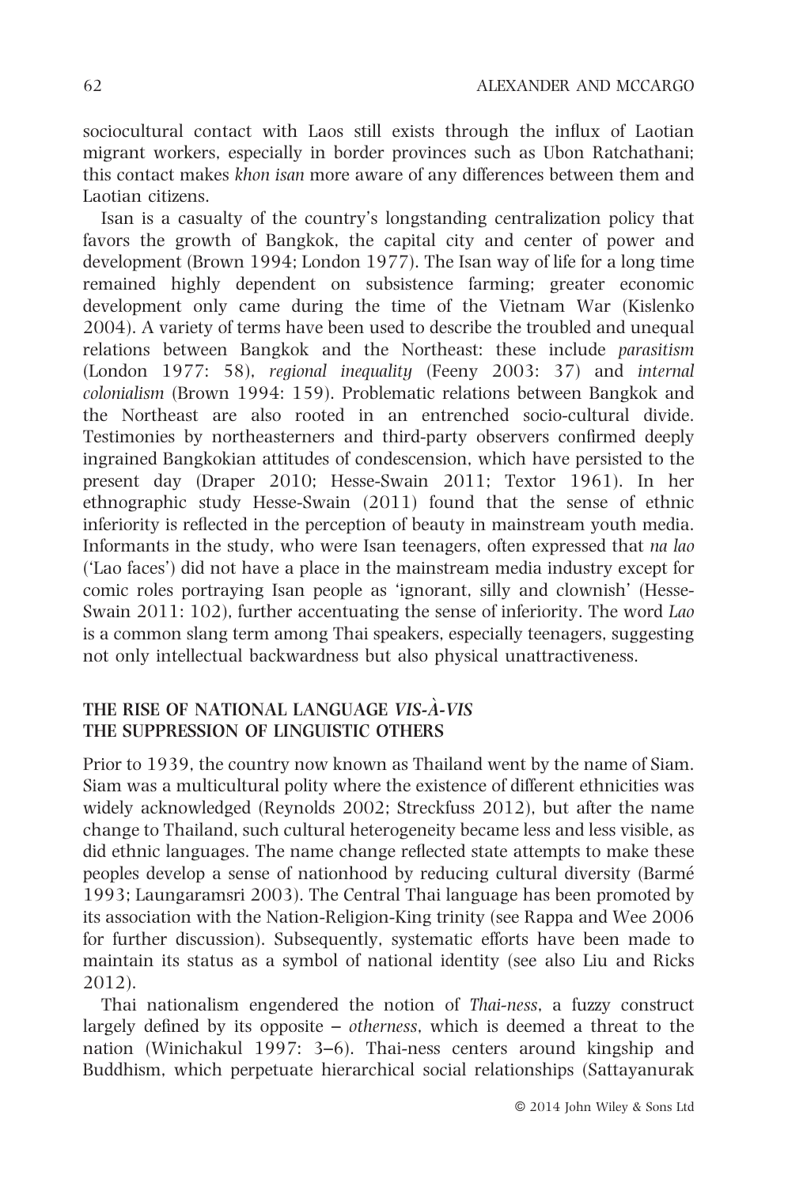sociocultural contact with Laos still exists through the influx of Laotian migrant workers, especially in border provinces such as Ubon Ratchathani; this contact makes *khon isan* more aware of any differences between them and Laotian citizens.

Isan is a casualty of the country's longstanding centralization policy that favors the growth of Bangkok, the capital city and center of power and development (Brown 1994; London 1977). The Isan way of life for a long time remained highly dependent on subsistence farming; greater economic development only came during the time of the Vietnam War (Kislenko 2004). A variety of terms have been used to describe the troubled and unequal relations between Bangkok and the Northeast: these include *parasitism* (London 1977: 58), *regional inequality* (Feeny 2003: 37) and *internal colonialism* (Brown 1994: 159). Problematic relations between Bangkok and the Northeast are also rooted in an entrenched socio-cultural divide. Testimonies by northeasterners and third-party observers confirmed deeply ingrained Bangkokian attitudes of condescension, which have persisted to the present day (Draper 2010; Hesse-Swain 2011; Textor 1961). In her ethnographic study Hesse-Swain (2011) found that the sense of ethnic inferiority is reflected in the perception of beauty in mainstream youth media. Informants in the study, who were Isan teenagers, often expressed that *na lao* ('Lao faces') did not have a place in the mainstream media industry except for comic roles portraying Isan people as 'ignorant, silly and clownish' (Hesse-Swain 2011: 102), further accentuating the sense of inferiority. The word *Lao* is a common slang term among Thai speakers, especially teenagers, suggesting not only intellectual backwardness but also physical unattractiveness.

## THE RISE OF NATIONAL LANGUAGE *VIS-À-VIS* THE SUPPRESSION OF LINGUISTIC OTHERS

Prior to 1939, the country now known as Thailand went by the name of Siam. Siam was a multicultural polity where the existence of different ethnicities was widely acknowledged (Reynolds 2002; Streckfuss 2012), but after the name change to Thailand, such cultural heterogeneity became less and less visible, as did ethnic languages. The name change reflected state attempts to make these peoples develop a sense of nationhood by reducing cultural diversity (Barmé 1993; Laungaramsri 2003). The Central Thai language has been promoted by its association with the Nation-Religion-King trinity (see Rappa and Wee 2006 for further discussion). Subsequently, systematic efforts have been made to maintain its status as a symbol of national identity (see also Liu and Ricks 2012).

Thai nationalism engendered the notion of *Thai-ness*, a fuzzy construct largely defined by its opposite – *otherness*, which is deemed a threat to the nation (Winichakul 1997: 3–6). Thai-ness centers around kingship and Buddhism, which perpetuate hierarchical social relationships (Sattayanurak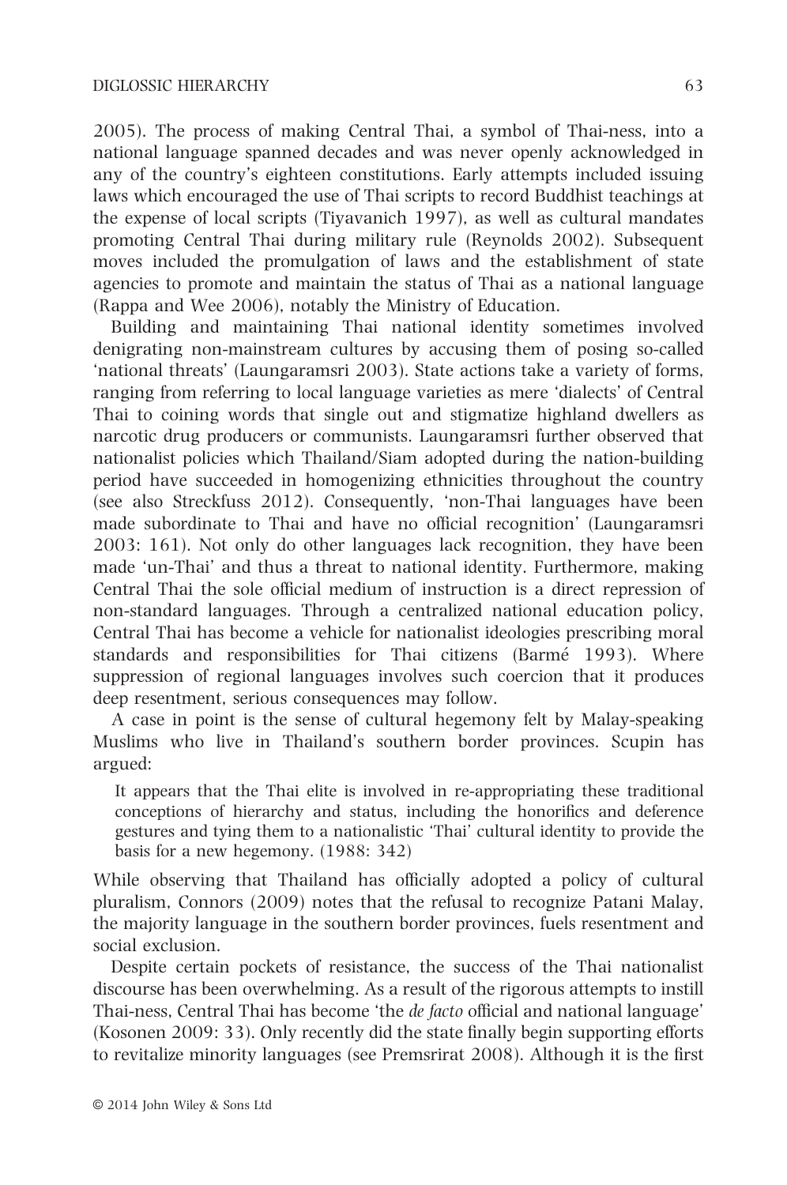2005). The process of making Central Thai, a symbol of Thai-ness, into a national language spanned decades and was never openly acknowledged in any of the country's eighteen constitutions. Early attempts included issuing laws which encouraged the use of Thai scripts to record Buddhist teachings at the expense of local scripts (Tiyavanich 1997), as well as cultural mandates promoting Central Thai during military rule (Reynolds 2002). Subsequent moves included the promulgation of laws and the establishment of state agencies to promote and maintain the status of Thai as a national language (Rappa and Wee 2006), notably the Ministry of Education.

Building and maintaining Thai national identity sometimes involved denigrating non-mainstream cultures by accusing them of posing so-called 'national threats' (Laungaramsri 2003). State actions take a variety of forms, ranging from referring to local language varieties as mere 'dialects' of Central Thai to coining words that single out and stigmatize highland dwellers as narcotic drug producers or communists. Laungaramsri further observed that nationalist policies which Thailand/Siam adopted during the nation-building period have succeeded in homogenizing ethnicities throughout the country (see also Streckfuss 2012). Consequently, 'non-Thai languages have been made subordinate to Thai and have no official recognition' (Laungaramsri 2003: 161). Not only do other languages lack recognition, they have been made 'un-Thai' and thus a threat to national identity. Furthermore, making Central Thai the sole official medium of instruction is a direct repression of non-standard languages. Through a centralized national education policy, Central Thai has become a vehicle for nationalist ideologies prescribing moral standards and responsibilities for Thai citizens (Barmé 1993). Where suppression of regional languages involves such coercion that it produces deep resentment, serious consequences may follow.

A case in point is the sense of cultural hegemony felt by Malay-speaking Muslims who live in Thailand's southern border provinces. Scupin has argued:

> It appears that the Thai elite is involved in re-appropriating these traditional conceptions of hierarchy and status, including the honorifics and deference gestures and tying them to a nationalistic 'Thai' cultural identity to provide the basis for a new hegemony. (1988: 342)

While observing that Thailand has officially adopted a policy of cultural pluralism, Connors (2009) notes that the refusal to recognize Patani Malay, the majority language in the southern border provinces, fuels resentment and social exclusion.

Despite certain pockets of resistance, the success of the Thai nationalist discourse has been overwhelming. As a result of the rigorous attempts to instill Thai-ness, Central Thai has become 'the *de facto* official and national language' (Kosonen 2009: 33). Only recently did the state finally begin supporting efforts to revitalize minority languages (see Premsrirat 2008). Although it is the first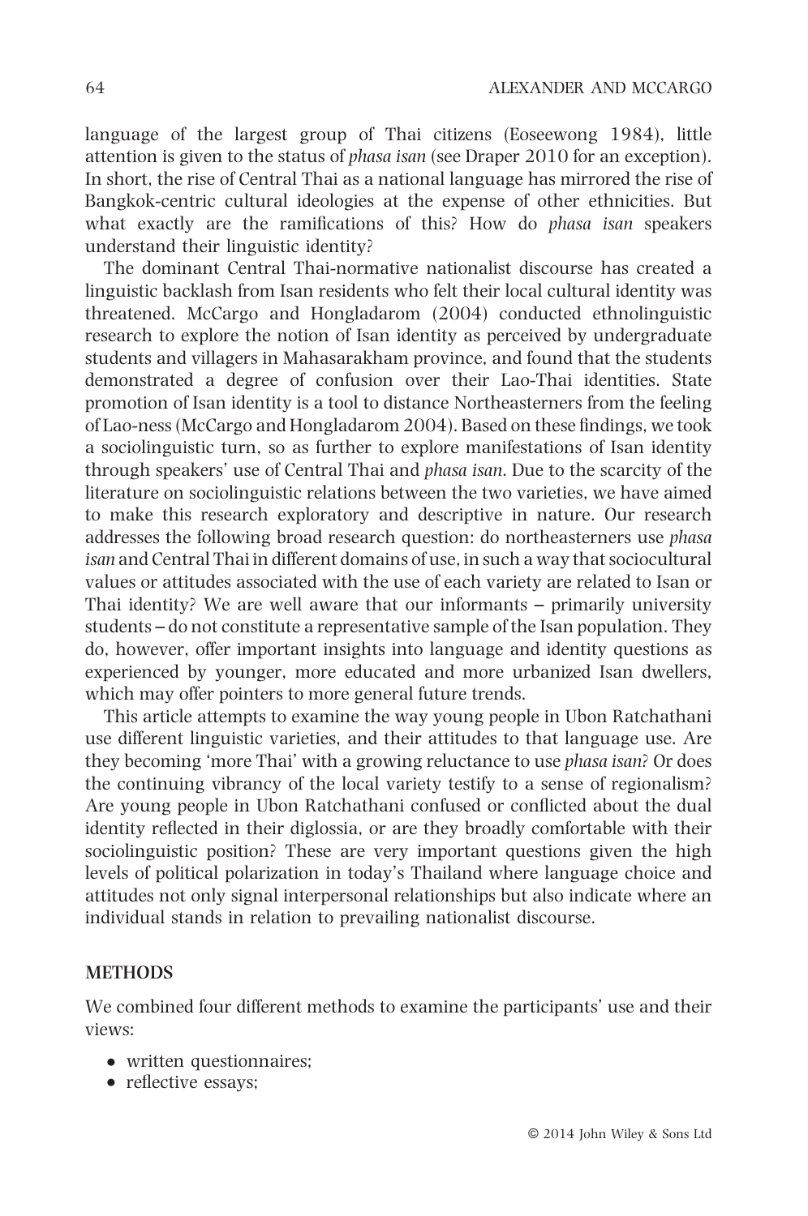language of the largest group of Thai citizens (Eoseewong 1984), little attention is given to the status of *phasa isan* (see Draper 2010 for an exception). In short, the rise of Central Thai as a national language has mirrored the rise of Bangkok-centric cultural ideologies at the expense of other ethnicities. But what exactly are the ramifications of this? How do *phasa isan* speakers understand their linguistic identity?

The dominant Central Thai-normative nationalist discourse has created a linguistic backlash from Isan residents who felt their local cultural identity was threatened. McCargo and Hongladarom (2004) conducted ethnolinguistic research to explore the notion of Isan identity as perceived by undergraduate students and villagers in Mahasarakham province, and found that the students demonstrated a degree of confusion over their Lao-Thai identities. State promotion of Isan identity is a tool to distance Northeasterners from the feeling of Lao-ness (McCargo and Hongladarom 2004). Based on these findings, we took a sociolinguistic turn, so as further to explore manifestations of Isan identity through speakers' use of Central Thai and *phasa isan*. Due to the scarcity of the literature on sociolinguistic relations between the two varieties, we have aimed to make this research exploratory and descriptive in nature. Our research addresses the following broad research question: do northeasterners use *phasa isan* and Central Thai in different domains of use, in such a way that sociocultural values or attitudes associated with the use of each variety are related to Isan or Thai identity? We are well aware that our informants – primarily university students – do not constitute a representative sample of the Isan population. They do, however, offer important insights into language and identity questions as experienced by younger, more educated and more urbanized Isan dwellers, which may offer pointers to more general future trends.

This article attempts to examine the way young people in Ubon Ratchathani use different linguistic varieties, and their attitudes to that language use. Are they becoming 'more Thai' with a growing reluctance to use *phasa isan*? Or does the continuing vibrancy of the local variety testify to a sense of regionalism? Are young people in Ubon Ratchathani confused or conflicted about the dual identity reflected in their diglossia, or are they broadly comfortable with their sociolinguistic position? These are very important questions given the high levels of political polarization in today's Thailand where language choice and attitudes not only signal interpersonal relationships but also indicate where an individual stands in relation to prevailing nationalist discourse.

## METHODS

We combined four different methods to examine the participants' use and their views:

- written questionnaires;
- reflective essays;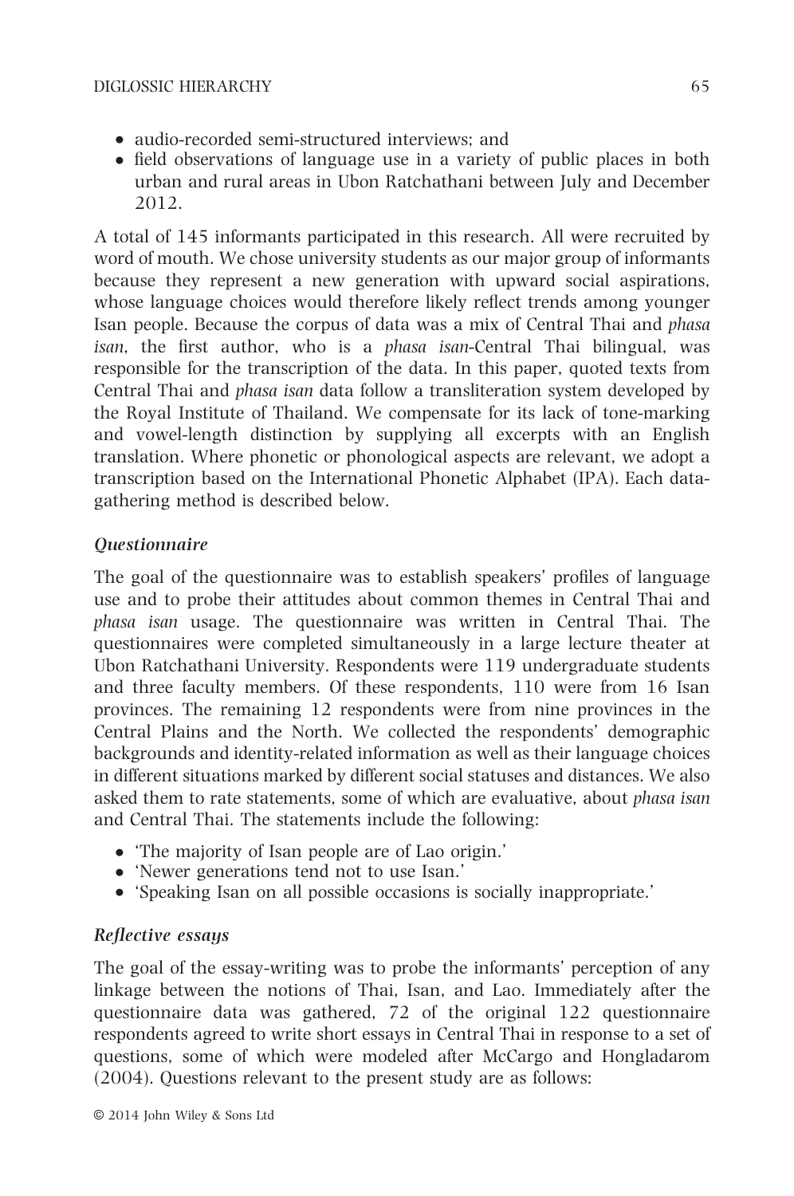- audio-recorded semi-structured interviews; and
- field observations of language use in a variety of public places in both urban and rural areas in Ubon Ratchathani between July and December 2012.

A total of 145 informants participated in this research. All were recruited by word of mouth. We chose university students as our major group of informants because they represent a new generation with upward social aspirations, whose language choices would therefore likely reflect trends among younger Isan people. Because the corpus of data was a mix of Central Thai and *phasa isan*, the first author, who is a *phasa isan*-Central Thai bilingual, was responsible for the transcription of the data. In this paper, quoted texts from Central Thai and *phasa isan* data follow a transliteration system developed by the Royal Institute of Thailand. We compensate for its lack of tone-marking and vowel-length distinction by supplying all excerpts with an English translation. Where phonetic or phonological aspects are relevant, we adopt a transcription based on the International Phonetic Alphabet (IPA). Each data-gathering method is described below.

### *Questionnaire*

The goal of the questionnaire was to establish speakers' profiles of language use and to probe their attitudes about common themes in Central Thai and *phasa isan* usage. The questionnaire was written in Central Thai. The questionnaires were completed simultaneously in a large lecture theater at Ubon Ratchathani University. Respondents were 119 undergraduate students and three faculty members. Of these respondents, 110 were from 16 Isan provinces. The remaining 12 respondents were from nine provinces in the Central Plains and the North. We collected the respondents' demographic backgrounds and identity-related information as well as their language choices in different situations marked by different social statuses and distances. We also asked them to rate statements, some of which are evaluative, about *phasa isan* and Central Thai. The statements include the following:

- 'The majority of Isan people are of Lao origin.'
- 'Newer generations tend not to use Isan.'
- 'Speaking Isan on all possible occasions is socially inappropriate.'

### *Reflective essays*

The goal of the essay-writing was to probe the informants' perception of any linkage between the notions of Thai, Isan, and Lao. Immediately after the questionnaire data was gathered, 72 of the original 122 questionnaire respondents agreed to write short essays in Central Thai in response to a set of questions, some of which were modeled after McCargo and Hongladarom (2004). Questions relevant to the present study are as follows: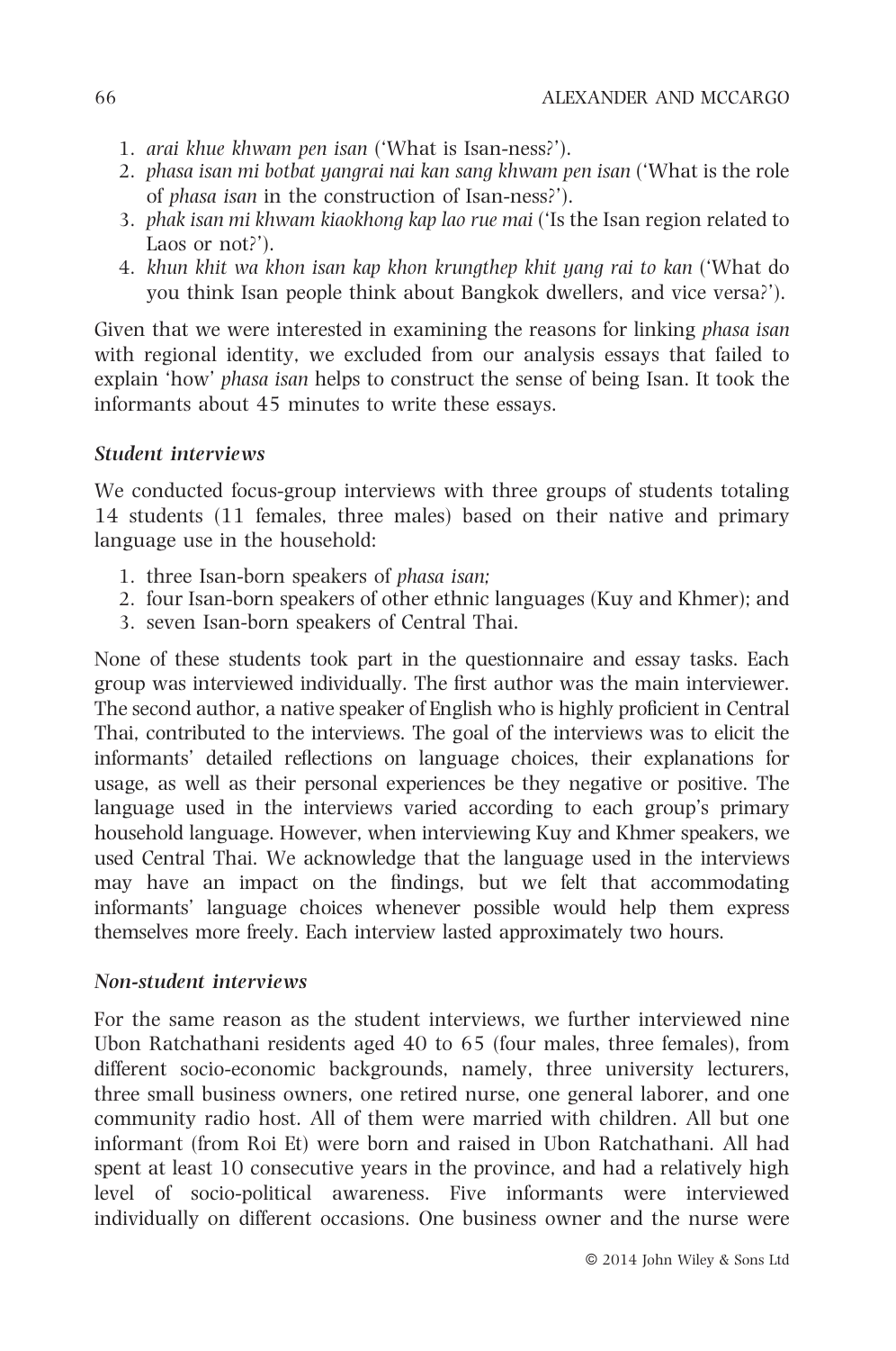1. *arai khue khwam pen isan* ('What is Isan-ness?').
2. *phasa isan mi botbat yangrai nai kan sang khwam pen isan* ('What is the role of *phasa isan* in the construction of Isan-ness?').
3. *phak isan mi khwam kiaokhong kap lao rue mai* ('Is the Isan region related to Laos or not?').
4. *khun khit wa khon isan kap khon krungthep khit yang rai to kan* ('What do you think Isan people think about Bangkok dwellers, and vice versa?').

Given that we were interested in examining the reasons for linking *phasa isan* with regional identity, we excluded from our analysis essays that failed to explain 'how' *phasa isan* helps to construct the sense of being Isan. It took the informants about 45 minutes to write these essays.

### *Student interviews*

We conducted focus-group interviews with three groups of students totaling 14 students (11 females, three males) based on their native and primary language use in the household:

1. three Isan-born speakers of *phasa isan;*
2. four Isan-born speakers of other ethnic languages (Kuy and Khmer); and
3. seven Isan-born speakers of Central Thai.

None of these students took part in the questionnaire and essay tasks. Each group was interviewed individually. The first author was the main interviewer. The second author, a native speaker of English who is highly proficient in Central Thai, contributed to the interviews. The goal of the interviews was to elicit the informants' detailed reflections on language choices, their explanations for usage, as well as their personal experiences be they negative or positive. The language used in the interviews varied according to each group's primary household language. However, when interviewing Kuy and Khmer speakers, we used Central Thai. We acknowledge that the language used in the interviews may have an impact on the findings, but we felt that accommodating informants' language choices whenever possible would help them express themselves more freely. Each interview lasted approximately two hours.

### *Non-student interviews*

For the same reason as the student interviews, we further interviewed nine Ubon Ratchathani residents aged 40 to 65 (four males, three females), from different socio-economic backgrounds, namely, three university lecturers, three small business owners, one retired nurse, one general laborer, and one community radio host. All of them were married with children. All but one informant (from Roi Et) were born and raised in Ubon Ratchathani. All had spent at least 10 consecutive years in the province, and had a relatively high level of socio-political awareness. Five informants were interviewed individually on different occasions. One business owner and the nurse were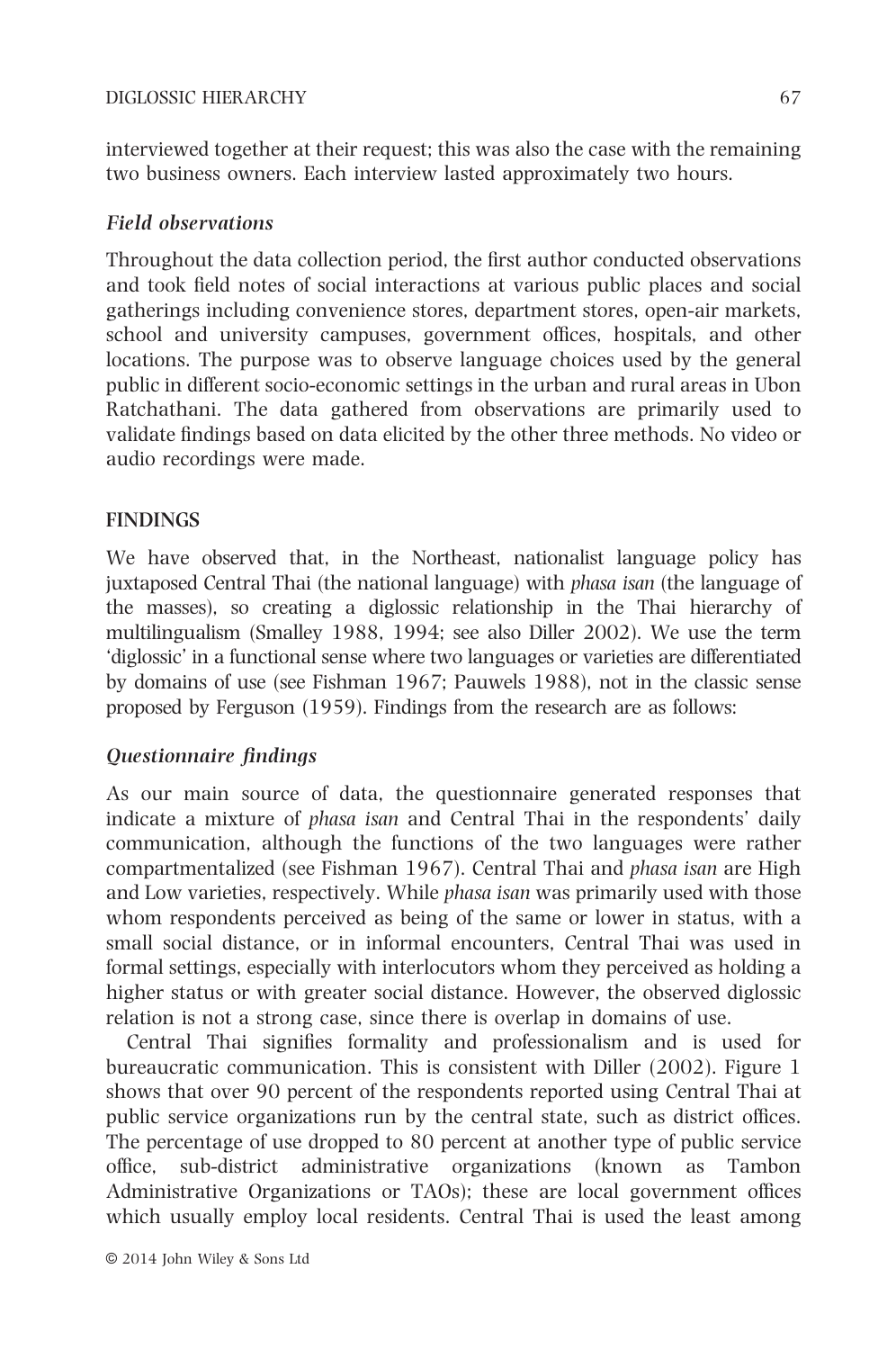interviewed together at their request; this was also the case with the remaining two business owners. Each interview lasted approximately two hours.

### *Field observations*

Throughout the data collection period, the first author conducted observations and took field notes of social interactions at various public places and social gatherings including convenience stores, department stores, open-air markets, school and university campuses, government offices, hospitals, and other locations. The purpose was to observe language choices used by the general public in different socio-economic settings in the urban and rural areas in Ubon Ratchathani. The data gathered from observations are primarily used to validate findings based on data elicited by the other three methods. No video or audio recordings were made.

## FINDINGS

We have observed that, in the Northeast, nationalist language policy has juxtaposed Central Thai (the national language) with *phasa isan* (the language of the masses), so creating a diglossic relationship in the Thai hierarchy of multilingualism (Smalley 1988, 1994; see also Diller 2002). We use the term 'diglossic' in a functional sense where two languages or varieties are differentiated by domains of use (see Fishman 1967; Pauwels 1988), not in the classic sense proposed by Ferguson (1959). Findings from the research are as follows:

### *Questionnaire findings*

As our main source of data, the questionnaire generated responses that indicate a mixture of *phasa isan* and Central Thai in the respondents' daily communication, although the functions of the two languages were rather compartmentalized (see Fishman 1967). Central Thai and *phasa isan* are High and Low varieties, respectively. While *phasa isan* was primarily used with those whom respondents perceived as being of the same or lower in status, with a small social distance, or in informal encounters, Central Thai was used in formal settings, especially with interlocutors whom they perceived as holding a higher status or with greater social distance. However, the observed diglossic relation is not a strong case, since there is overlap in domains of use.

Central Thai signifies formality and professionalism and is used for bureaucratic communication. This is consistent with Diller (2002). Figure 1 shows that over 90 percent of the respondents reported using Central Thai at public service organizations run by the central state, such as district offices. The percentage of use dropped to 80 percent at another type of public service office, sub-district administrative organizations (known as Tambon Administrative Organizations or TAOs); these are local government offices which usually employ local residents. Central Thai is used the least among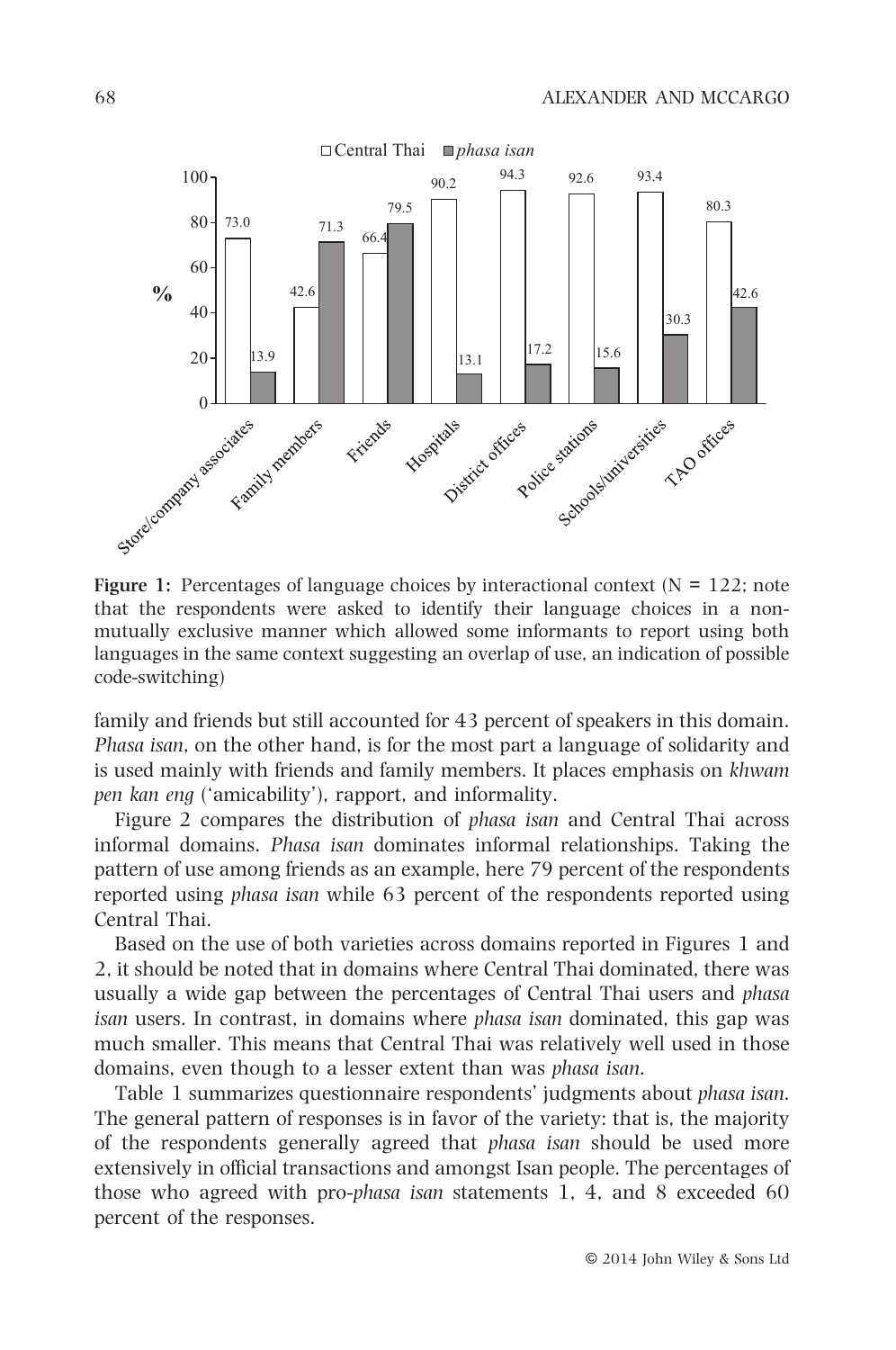**Figure 1:** Percentages of language choices by interactional context (N = 122; note that the respondents were asked to identify their language choices in a non-mutually exclusive manner which allowed some informants to report using both languages in the same context suggesting an overlap of use, an indication of possible code-switching)

family and friends but still accounted for 43 percent of speakers in this domain. *Phasa isan*, on the other hand, is for the most part a language of solidarity and is used mainly with friends and family members. It places emphasis on *khwam pen kan eng* ('amicability'), rapport, and informality.

Figure 2 compares the distribution of *phasa isan* and Central Thai across informal domains. *Phasa isan* dominates informal relationships. Taking the pattern of use among friends as an example, here 79 percent of the respondents reported using *phasa isan* while 63 percent of the respondents reported using Central Thai.

Based on the use of both varieties across domains reported in Figures 1 and 2, it should be noted that in domains where Central Thai dominated, there was usually a wide gap between the percentages of Central Thai users and *phasa isan* users. In contrast, in domains where *phasa isan* dominated, this gap was much smaller. This means that Central Thai was relatively well used in those domains, even though to a lesser extent than was *phasa isan*.

Table 1 summarizes questionnaire respondents' judgments about *phasa isan*. The general pattern of responses is in favor of the variety: that is, the majority of the respondents generally agreed that *phasa isan* should be used more extensively in official transactions and amongst Isan people. The percentages of those who agreed with pro-*phasa isan* statements 1, 4, and 8 exceeded 60 percent of the responses.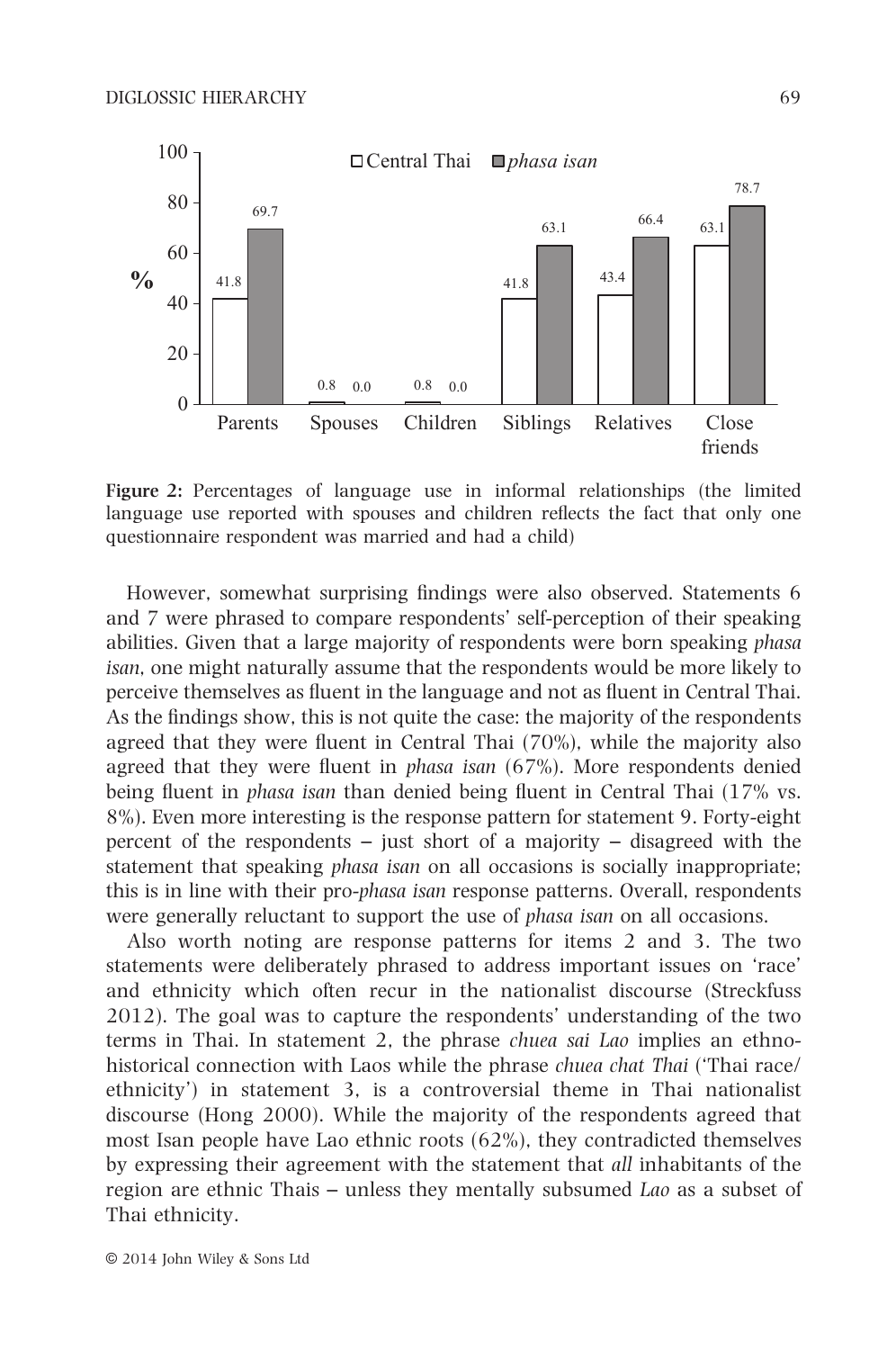| | Central Thai | *phasa isan* |
|---|---|---|
| Parents | 41.8 | 69.7 |
| Spouses | 0.8 | 0.0 |
| Children | 0.8 | 0.0 |
| Siblings | 41.8 | 63.1 |
| Relatives | 43.4 | 66.4 |
| Close friends | 63.1 | 78.7 |

**Figure 2:** Percentages of language use in informal relationships (the limited language use reported with spouses and children reflects the fact that only one questionnaire respondent was married and had a child)

However, somewhat surprising findings were also observed. Statements 6 and 7 were phrased to compare respondents' self-perception of their speaking abilities. Given that a large majority of respondents were born speaking *phasa isan*, one might naturally assume that the respondents would be more likely to perceive themselves as fluent in the language and not as fluent in Central Thai. As the findings show, this is not quite the case: the majority of the respondents agreed that they were fluent in Central Thai (70%), while the majority also agreed that they were fluent in *phasa isan* (67%). More respondents denied being fluent in *phasa isan* than denied being fluent in Central Thai (17% vs. 8%). Even more interesting is the response pattern for statement 9. Forty-eight percent of the respondents – just short of a majority – disagreed with the statement that speaking *phasa isan* on all occasions is socially inappropriate; this is in line with their pro-*phasa isan* response patterns. Overall, respondents were generally reluctant to support the use of *phasa isan* on all occasions.

Also worth noting are response patterns for items 2 and 3. The two statements were deliberately phrased to address important issues on 'race' and ethnicity which often recur in the nationalist discourse (Streckfuss 2012). The goal was to capture the respondents' understanding of the two terms in Thai. In statement 2, the phrase *chuea sai Lao* implies an ethno-historical connection with Laos while the phrase *chuea chat Thai* ('Thai race/ethnicity') in statement 3, is a controversial theme in Thai nationalist discourse (Hong 2000). While the majority of the respondents agreed that most Isan people have Lao ethnic roots (62%), they contradicted themselves by expressing their agreement with the statement that *all* inhabitants of the region are ethnic Thais – unless they mentally subsumed *Lao* as a subset of Thai ethnicity.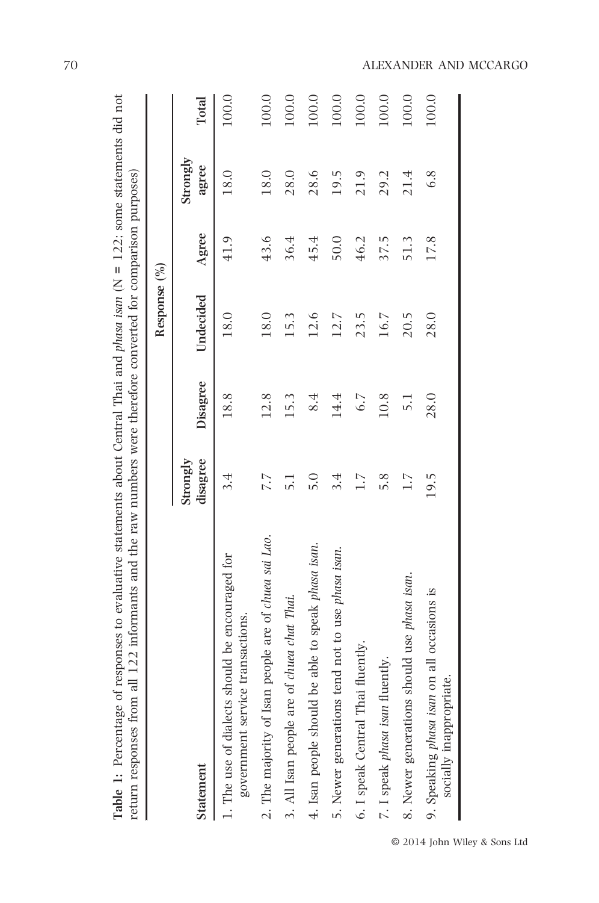**Table 1:** Percentage of responses to evaluative statements about Central Thai and *phasa isan* (N = 122; some statements did not return responses from all 122 informants and the raw numbers were therefore converted for comparison purposes)

| Statement | Response (%) | | | | | |
|---|---|---|---|---|---|---|
| | Strongly disagree | Disagree | Undecided | Agree | Strongly agree | Total |
| 1. The use of dialects should be encouraged for government service transactions. | 3.4 | 18.8 | 18.0 | 41.9 | 18.0 | 100.0 |
| 2. The majority of Isan people are of *chuea sai Lao*. | 7.7 | 12.8 | 18.0 | 43.6 | 18.0 | 100.0 |
| 3. All Isan people are of *chuea chat Thai*. | 5.1 | 15.3 | 15.3 | 36.4 | 28.0 | 100.0 |
| 4. Isan people should be able to speak *phasa isan*. | 5.0 | 8.4 | 12.6 | 45.4 | 28.6 | 100.0 |
| 5. Newer generations tend not to use *phasa isan*. | 3.4 | 14.4 | 12.7 | 50.0 | 19.5 | 100.0 |
| 6. I speak Central Thai fluently. | 1.7 | 6.7 | 23.5 | 46.2 | 21.9 | 100.0 |
| 7. I speak *phasa isan* fluently. | 5.8 | 10.8 | 16.7 | 37.5 | 29.2 | 100.0 |
| 8. Newer generations should use *phasa isan*. | 1.7 | 5.1 | 20.5 | 51.3 | 21.4 | 100.0 |
| 9. Speaking *phasa isan* on all occasions is socially inappropriate. | 19.5 | 28.0 | 28.0 | 17.8 | 6.8 | 100.0 |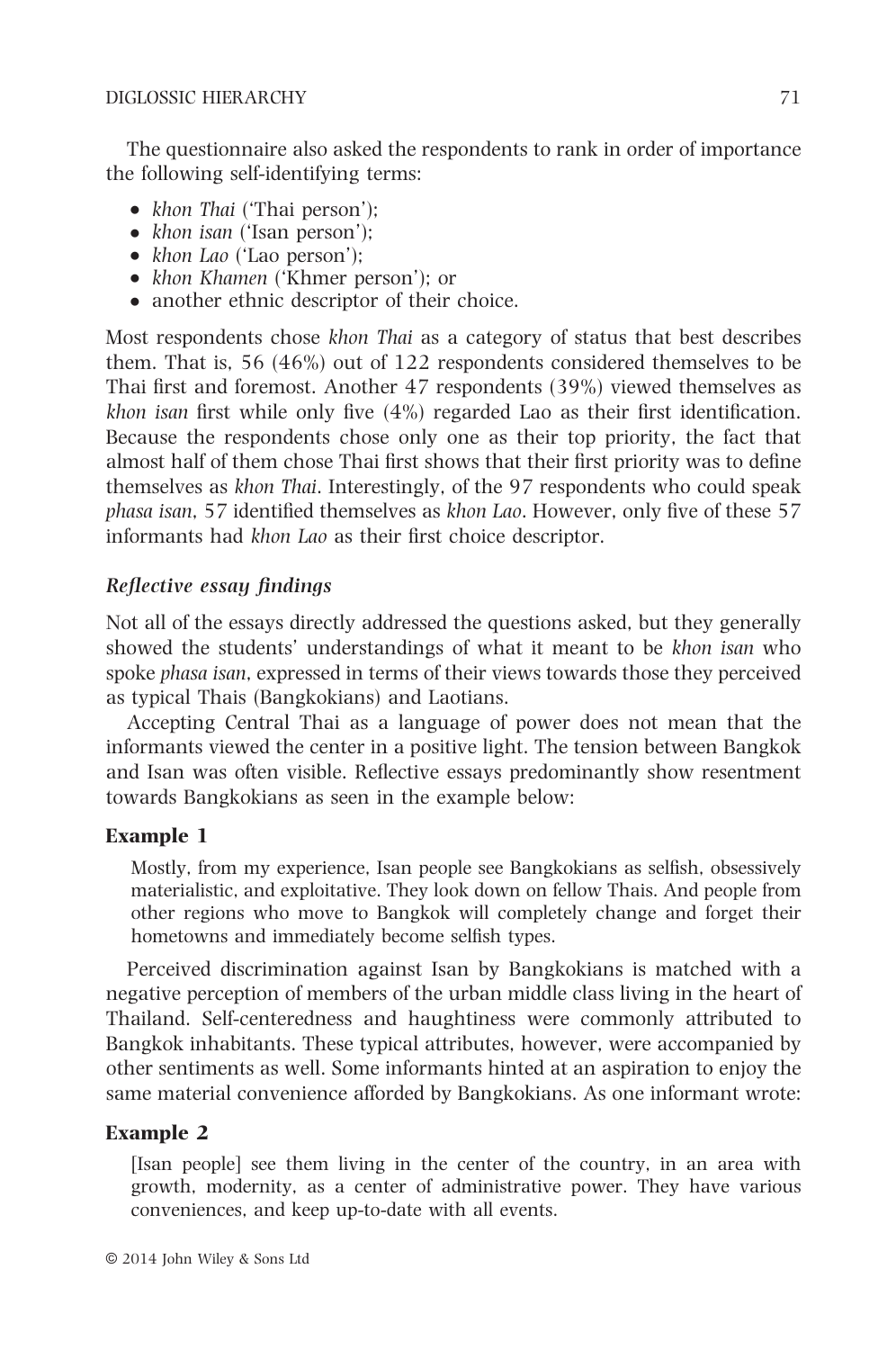The questionnaire also asked the respondents to rank in order of importance the following self-identifying terms:

- *khon Thai* ('Thai person');
- *khon isan* ('Isan person');
- *khon Lao* ('Lao person');
- *khon Khamen* ('Khmer person'); or
- another ethnic descriptor of their choice.

Most respondents chose *khon Thai* as a category of status that best describes them. That is, 56 (46%) out of 122 respondents considered themselves to be Thai first and foremost. Another 47 respondents (39%) viewed themselves as *khon isan* first while only five (4%) regarded Lao as their first identification. Because the respondents chose only one as their top priority, the fact that almost half of them chose Thai first shows that their first priority was to define themselves as *khon Thai*. Interestingly, of the 97 respondents who could speak *phasa isan*, 57 identified themselves as *khon Lao*. However, only five of these 57 informants had *khon Lao* as their first choice descriptor.

### *Reflective essay findings*

Not all of the essays directly addressed the questions asked, but they generally showed the students' understandings of what it meant to be *khon isan* who spoke *phasa isan*, expressed in terms of their views towards those they perceived as typical Thais (Bangkokians) and Laotians.

Accepting Central Thai as a language of power does not mean that the informants viewed the center in a positive light. The tension between Bangkok and Isan was often visible. Reflective essays predominantly show resentment towards Bangkokians as seen in the example below:

**Example 1**

> Mostly, from my experience, Isan people see Bangkokians as selfish, obsessively materialistic, and exploitative. They look down on fellow Thais. And people from other regions who move to Bangkok will completely change and forget their hometowns and immediately become selfish types.

Perceived discrimination against Isan by Bangkokians is matched with a negative perception of members of the urban middle class living in the heart of Thailand. Self-centeredness and haughtiness were commonly attributed to Bangkok inhabitants. These typical attributes, however, were accompanied by other sentiments as well. Some informants hinted at an aspiration to enjoy the same material convenience afforded by Bangkokians. As one informant wrote:

**Example 2**

> [Isan people] see them living in the center of the country, in an area with growth, modernity, as a center of administrative power. They have various conveniences, and keep up-to-date with all events.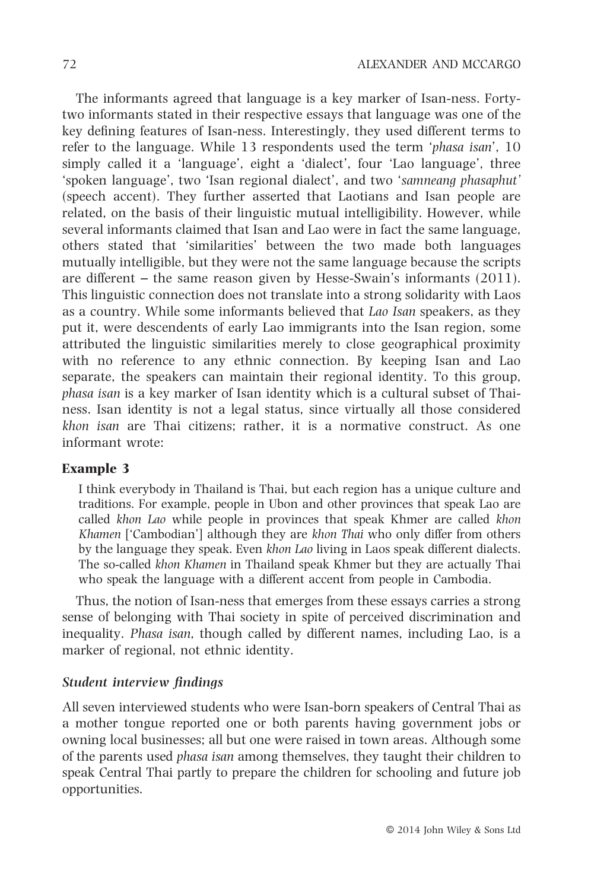The informants agreed that language is a key marker of Isan-ness. Forty-two informants stated in their respective essays that language was one of the key defining features of Isan-ness. Interestingly, they used different terms to refer to the language. While 13 respondents used the term '*phasa isan*', 10 simply called it a 'language', eight a 'dialect', four 'Lao language', three 'spoken language', two 'Isan regional dialect', and two '*samneang phasaphut'* (speech accent). They further asserted that Laotians and Isan people are related, on the basis of their linguistic mutual intelligibility. However, while several informants claimed that Isan and Lao were in fact the same language, others stated that 'similarities' between the two made both languages mutually intelligible, but they were not the same language because the scripts are different – the same reason given by Hesse-Swain's informants (2011). This linguistic connection does not translate into a strong solidarity with Laos as a country. While some informants believed that *Lao Isan* speakers, as they put it, were descendents of early Lao immigrants into the Isan region, some attributed the linguistic similarities merely to close geographical proximity with no reference to any ethnic connection. By keeping Isan and Lao separate, the speakers can maintain their regional identity. To this group, *phasa isan* is a key marker of Isan identity which is a cultural subset of Thai-ness. Isan identity is not a legal status, since virtually all those considered *khon isan* are Thai citizens; rather, it is a normative construct. As one informant wrote:

#### Example 3

> I think everybody in Thailand is Thai, but each region has a unique culture and traditions. For example, people in Ubon and other provinces that speak Lao are called *khon Lao* while people in provinces that speak Khmer are called *khon Khamen* ['Cambodian'] although they are *khon Thai* who only differ from others by the language they speak. Even *khon Lao* living in Laos speak different dialects. The so-called *khon Khamen* in Thailand speak Khmer but they are actually Thai who speak the language with a different accent from people in Cambodia.

Thus, the notion of Isan-ness that emerges from these essays carries a strong sense of belonging with Thai society in spite of perceived discrimination and inequality. *Phasa isan*, though called by different names, including Lao, is a marker of regional, not ethnic identity.

### *Student interview findings*

All seven interviewed students who were Isan-born speakers of Central Thai as a mother tongue reported one or both parents having government jobs or owning local businesses; all but one were raised in town areas. Although some of the parents used *phasa isan* among themselves, they taught their children to speak Central Thai partly to prepare the children for schooling and future job opportunities.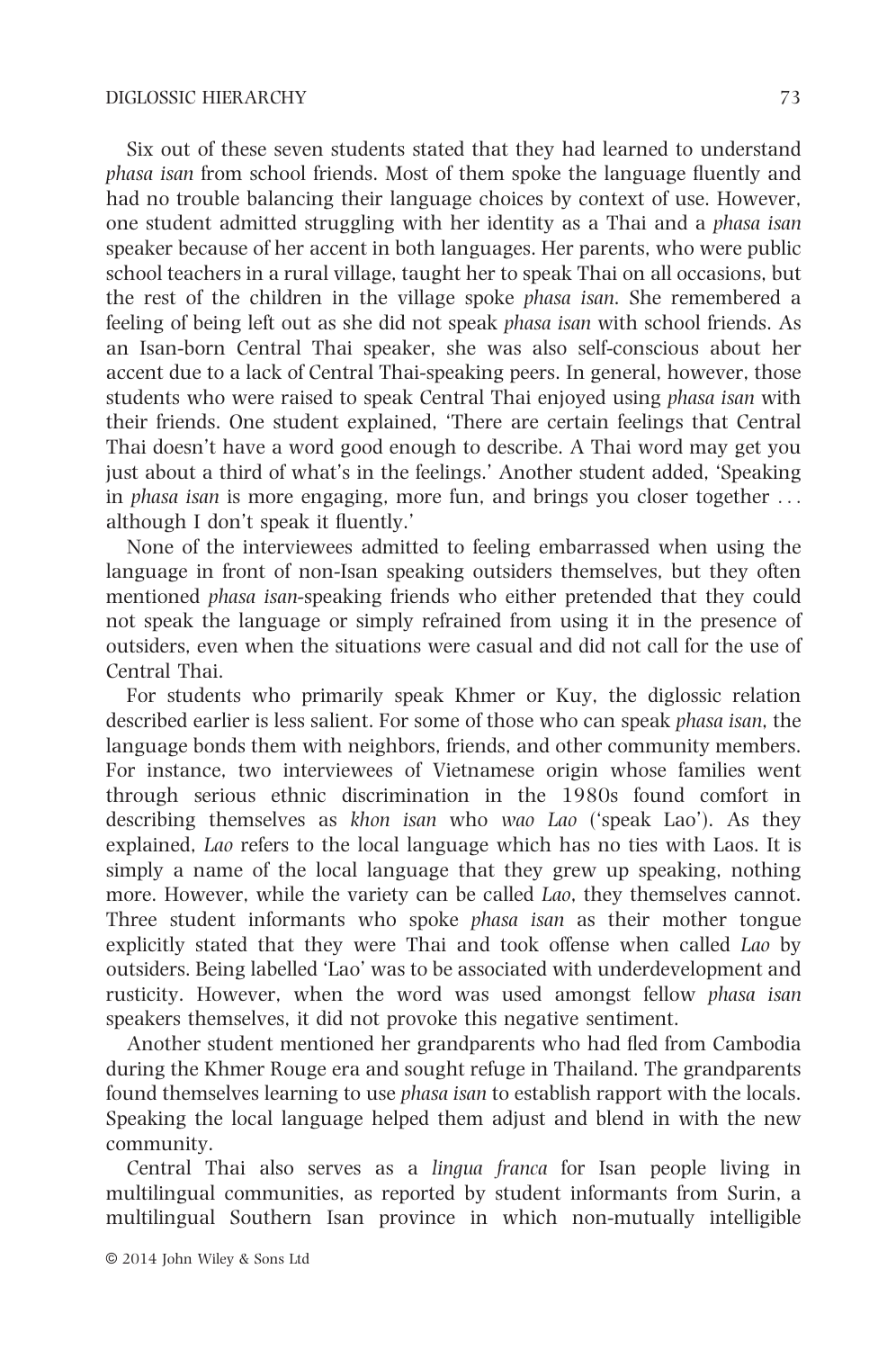Six out of these seven students stated that they had learned to understand *phasa isan* from school friends. Most of them spoke the language fluently and had no trouble balancing their language choices by context of use. However, one student admitted struggling with her identity as a Thai and a *phasa isan* speaker because of her accent in both languages. Her parents, who were public school teachers in a rural village, taught her to speak Thai on all occasions, but the rest of the children in the village spoke *phasa isan*. She remembered a feeling of being left out as she did not speak *phasa isan* with school friends. As an Isan-born Central Thai speaker, she was also self-conscious about her accent due to a lack of Central Thai-speaking peers. In general, however, those students who were raised to speak Central Thai enjoyed using *phasa isan* with their friends. One student explained, 'There are certain feelings that Central Thai doesn't have a word good enough to describe. A Thai word may get you just about a third of what's in the feelings.' Another student added, 'Speaking in *phasa isan* is more engaging, more fun, and brings you closer together ... although I don't speak it fluently.'

None of the interviewees admitted to feeling embarrassed when using the language in front of non-Isan speaking outsiders themselves, but they often mentioned *phasa isan*-speaking friends who either pretended that they could not speak the language or simply refrained from using it in the presence of outsiders, even when the situations were casual and did not call for the use of Central Thai.

For students who primarily speak Khmer or Kuy, the diglossic relation described earlier is less salient. For some of those who can speak *phasa isan*, the language bonds them with neighbors, friends, and other community members. For instance, two interviewees of Vietnamese origin whose families went through serious ethnic discrimination in the 1980s found comfort in describing themselves as *khon isan* who *wao Lao* ('speak Lao'). As they explained, *Lao* refers to the local language which has no ties with Laos. It is simply a name of the local language that they grew up speaking, nothing more. However, while the variety can be called *Lao*, they themselves cannot. Three student informants who spoke *phasa isan* as their mother tongue explicitly stated that they were Thai and took offense when called *Lao* by outsiders. Being labelled 'Lao' was to be associated with underdevelopment and rusticity. However, when the word was used amongst fellow *phasa isan* speakers themselves, it did not provoke this negative sentiment.

Another student mentioned her grandparents who had fled from Cambodia during the Khmer Rouge era and sought refuge in Thailand. The grandparents found themselves learning to use *phasa isan* to establish rapport with the locals. Speaking the local language helped them adjust and blend in with the new community.

Central Thai also serves as a *lingua franca* for Isan people living in multilingual communities, as reported by student informants from Surin, a multilingual Southern Isan province in which non-mutually intelligible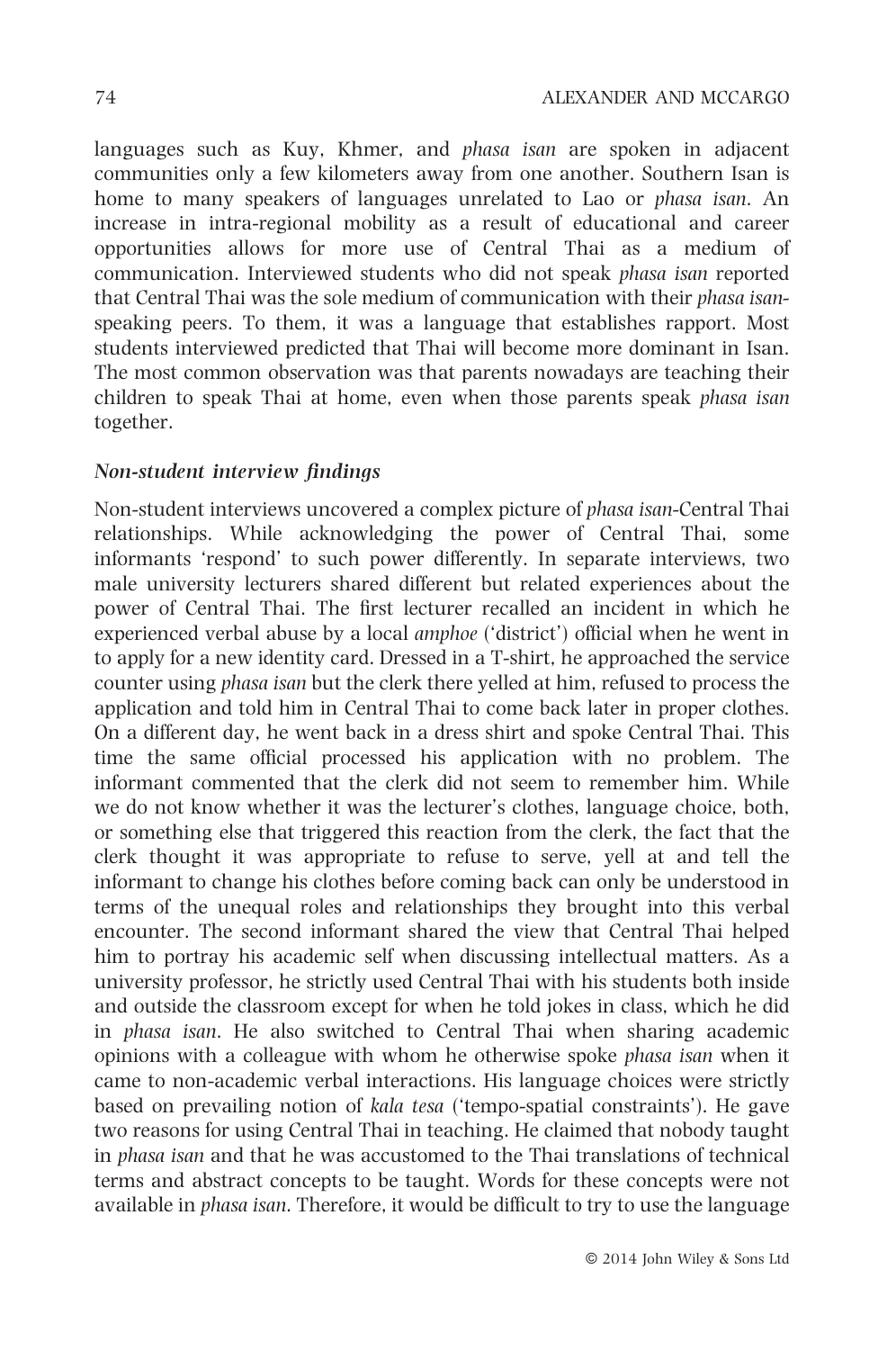languages such as Kuy, Khmer, and *phasa isan* are spoken in adjacent communities only a few kilometers away from one another. Southern Isan is home to many speakers of languages unrelated to Lao or *phasa isan*. An increase in intra-regional mobility as a result of educational and career opportunities allows for more use of Central Thai as a medium of communication. Interviewed students who did not speak *phasa isan* reported that Central Thai was the sole medium of communication with their *phasa isan*-speaking peers. To them, it was a language that establishes rapport. Most students interviewed predicted that Thai will become more dominant in Isan. The most common observation was that parents nowadays are teaching their children to speak Thai at home, even when those parents speak *phasa isan* together.

### *Non-student interview findings*

Non-student interviews uncovered a complex picture of *phasa isan*-Central Thai relationships. While acknowledging the power of Central Thai, some informants 'respond' to such power differently. In separate interviews, two male university lecturers shared different but related experiences about the power of Central Thai. The first lecturer recalled an incident in which he experienced verbal abuse by a local *amphoe* ('district') official when he went in to apply for a new identity card. Dressed in a T-shirt, he approached the service counter using *phasa isan* but the clerk there yelled at him, refused to process the application and told him in Central Thai to come back later in proper clothes. On a different day, he went back in a dress shirt and spoke Central Thai. This time the same official processed his application with no problem. The informant commented that the clerk did not seem to remember him. While we do not know whether it was the lecturer's clothes, language choice, both, or something else that triggered this reaction from the clerk, the fact that the clerk thought it was appropriate to refuse to serve, yell at and tell the informant to change his clothes before coming back can only be understood in terms of the unequal roles and relationships they brought into this verbal encounter. The second informant shared the view that Central Thai helped him to portray his academic self when discussing intellectual matters. As a university professor, he strictly used Central Thai with his students both inside and outside the classroom except for when he told jokes in class, which he did in *phasa isan*. He also switched to Central Thai when sharing academic opinions with a colleague with whom he otherwise spoke *phasa isan* when it came to non-academic verbal interactions. His language choices were strictly based on prevailing notion of *kala tesa* ('tempo-spatial constraints'). He gave two reasons for using Central Thai in teaching. He claimed that nobody taught in *phasa isan* and that he was accustomed to the Thai translations of technical terms and abstract concepts to be taught. Words for these concepts were not available in *phasa isan*. Therefore, it would be difficult to try to use the language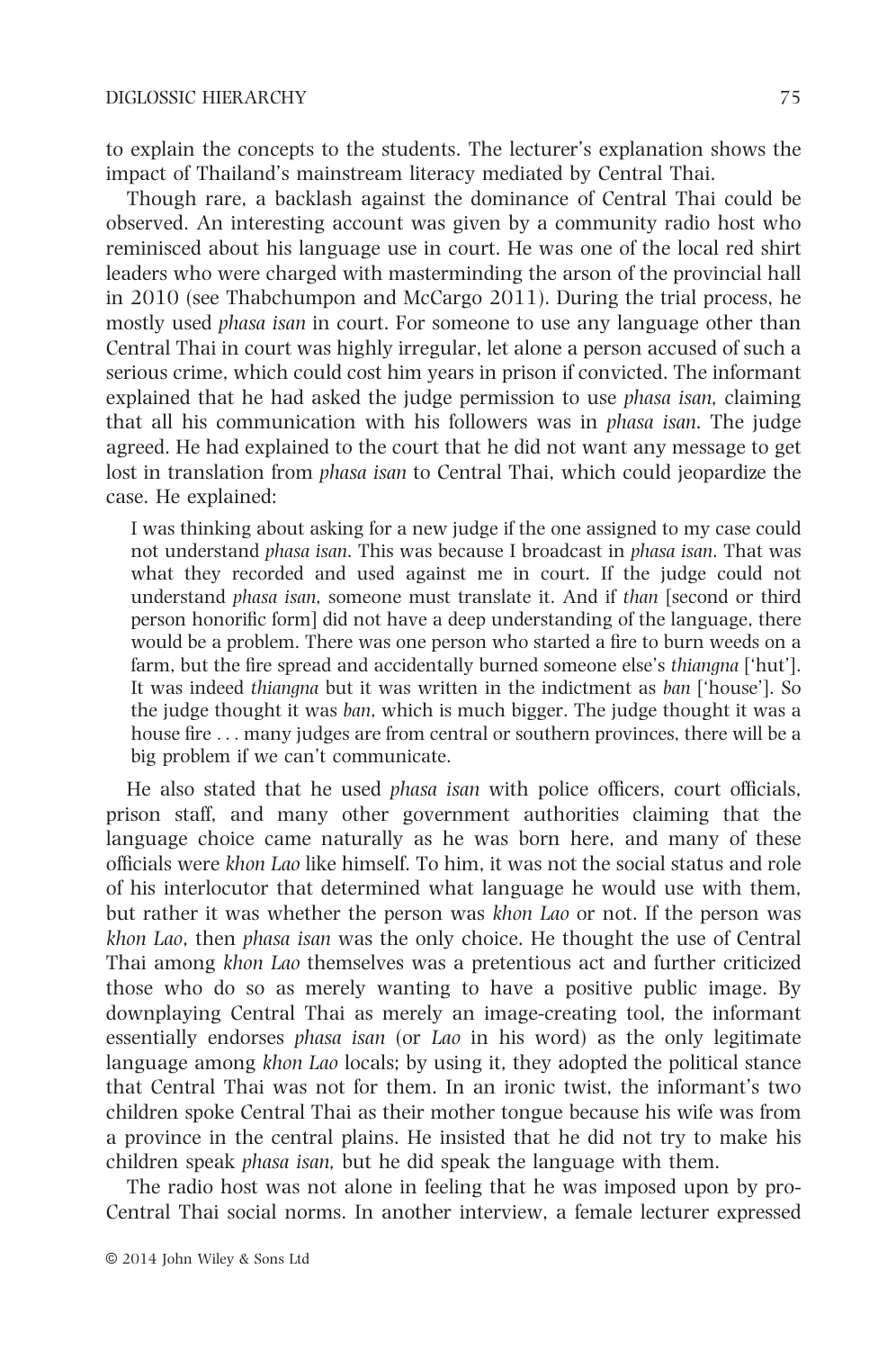to explain the concepts to the students. The lecturer's explanation shows the impact of Thailand's mainstream literacy mediated by Central Thai.

Though rare, a backlash against the dominance of Central Thai could be observed. An interesting account was given by a community radio host who reminisced about his language use in court. He was one of the local red shirt leaders who were charged with masterminding the arson of the provincial hall in 2010 (see Thabchumpon and McCargo 2011). During the trial process, he mostly used *phasa isan* in court. For someone to use any language other than Central Thai in court was highly irregular, let alone a person accused of such a serious crime, which could cost him years in prison if convicted. The informant explained that he had asked the judge permission to use *phasa isan,* claiming that all his communication with his followers was in *phasa isan*. The judge agreed. He had explained to the court that he did not want any message to get lost in translation from *phasa isan* to Central Thai, which could jeopardize the case. He explained:

> I was thinking about asking for a new judge if the one assigned to my case could not understand *phasa isan*. This was because I broadcast in *phasa isan*. That was what they recorded and used against me in court. If the judge could not understand *phasa isan*, someone must translate it. And if *than* [second or third person honorific form] did not have a deep understanding of the language, there would be a problem. There was one person who started a fire to burn weeds on a farm, but the fire spread and accidentally burned someone else's *thiangna* ['hut']. It was indeed *thiangna* but it was written in the indictment as *ban* ['house']. So the judge thought it was *ban*, which is much bigger. The judge thought it was a house fire . . . many judges are from central or southern provinces, there will be a big problem if we can't communicate.

He also stated that he used *phasa isan* with police officers, court officials, prison staff, and many other government authorities claiming that the language choice came naturally as he was born here, and many of these officials were *khon Lao* like himself. To him, it was not the social status and role of his interlocutor that determined what language he would use with them, but rather it was whether the person was *khon Lao* or not. If the person was *khon Lao*, then *phasa isan* was the only choice. He thought the use of Central Thai among *khon Lao* themselves was a pretentious act and further criticized those who do so as merely wanting to have a positive public image. By downplaying Central Thai as merely an image-creating tool, the informant essentially endorses *phasa isan* (or *Lao* in his word) as the only legitimate language among *khon Lao* locals; by using it, they adopted the political stance that Central Thai was not for them. In an ironic twist, the informant's two children spoke Central Thai as their mother tongue because his wife was from a province in the central plains. He insisted that he did not try to make his children speak *phasa isan,* but he did speak the language with them.

The radio host was not alone in feeling that he was imposed upon by pro-Central Thai social norms. In another interview, a female lecturer expressed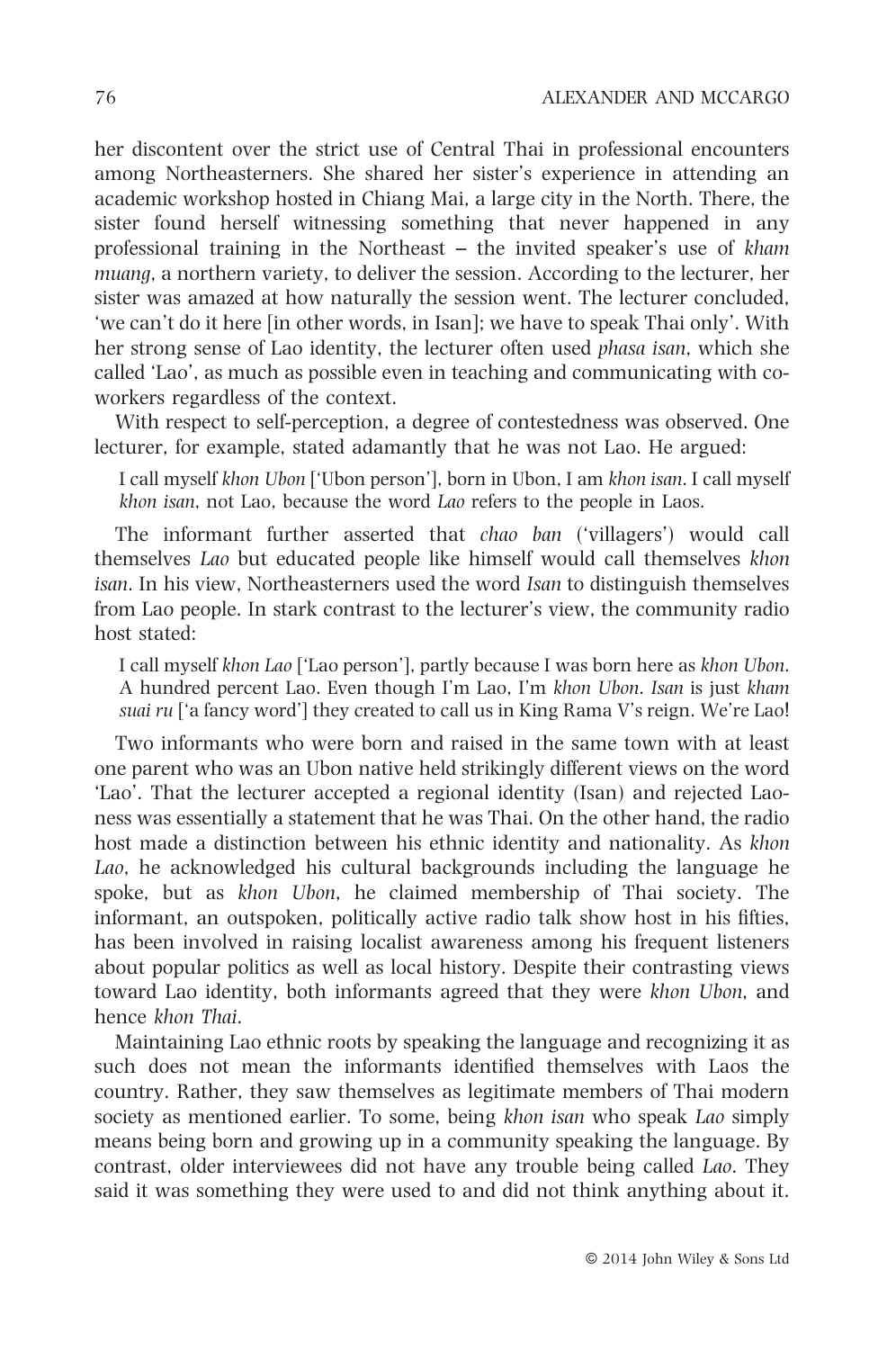her discontent over the strict use of Central Thai in professional encounters among Northeasterners. She shared her sister's experience in attending an academic workshop hosted in Chiang Mai, a large city in the North. There, the sister found herself witnessing something that never happened in any professional training in the Northeast – the invited speaker's use of *kham muang*, a northern variety, to deliver the session. According to the lecturer, her sister was amazed at how naturally the session went. The lecturer concluded, 'we can't do it here [in other words, in Isan]; we have to speak Thai only'. With her strong sense of Lao identity, the lecturer often used *phasa isan*, which she called 'Lao', as much as possible even in teaching and communicating with co-workers regardless of the context.

With respect to self-perception, a degree of contestedness was observed. One lecturer, for example, stated adamantly that he was not Lao. He argued:

> I call myself *khon Ubon* ['Ubon person'], born in Ubon, I am *khon isan*. I call myself *khon isan*, not Lao, because the word *Lao* refers to the people in Laos.

The informant further asserted that *chao ban* ('villagers') would call themselves *Lao* but educated people like himself would call themselves *khon isan*. In his view, Northeasterners used the word *Isan* to distinguish themselves from Lao people. In stark contrast to the lecturer's view, the community radio host stated:

> I call myself *khon Lao* ['Lao person'], partly because I was born here as *khon Ubon*. A hundred percent Lao. Even though I'm Lao, I'm *khon Ubon*. *Isan* is just *kham suai ru* ['a fancy word'] they created to call us in King Rama V's reign. We're Lao!

Two informants who were born and raised in the same town with at least one parent who was an Ubon native held strikingly different views on the word 'Lao'. That the lecturer accepted a regional identity (Isan) and rejected Lao-ness was essentially a statement that he was Thai. On the other hand, the radio host made a distinction between his ethnic identity and nationality. As *khon Lao*, he acknowledged his cultural backgrounds including the language he spoke, but as *khon Ubon*, he claimed membership of Thai society. The informant, an outspoken, politically active radio talk show host in his fifties, has been involved in raising localist awareness among his frequent listeners about popular politics as well as local history. Despite their contrasting views toward Lao identity, both informants agreed that they were *khon Ubon*, and hence *khon Thai*.

Maintaining Lao ethnic roots by speaking the language and recognizing it as such does not mean the informants identified themselves with Laos the country. Rather, they saw themselves as legitimate members of Thai modern society as mentioned earlier. To some, being *khon isan* who speak *Lao* simply means being born and growing up in a community speaking the language. By contrast, older interviewees did not have any trouble being called *Lao*. They said it was something they were used to and did not think anything about it.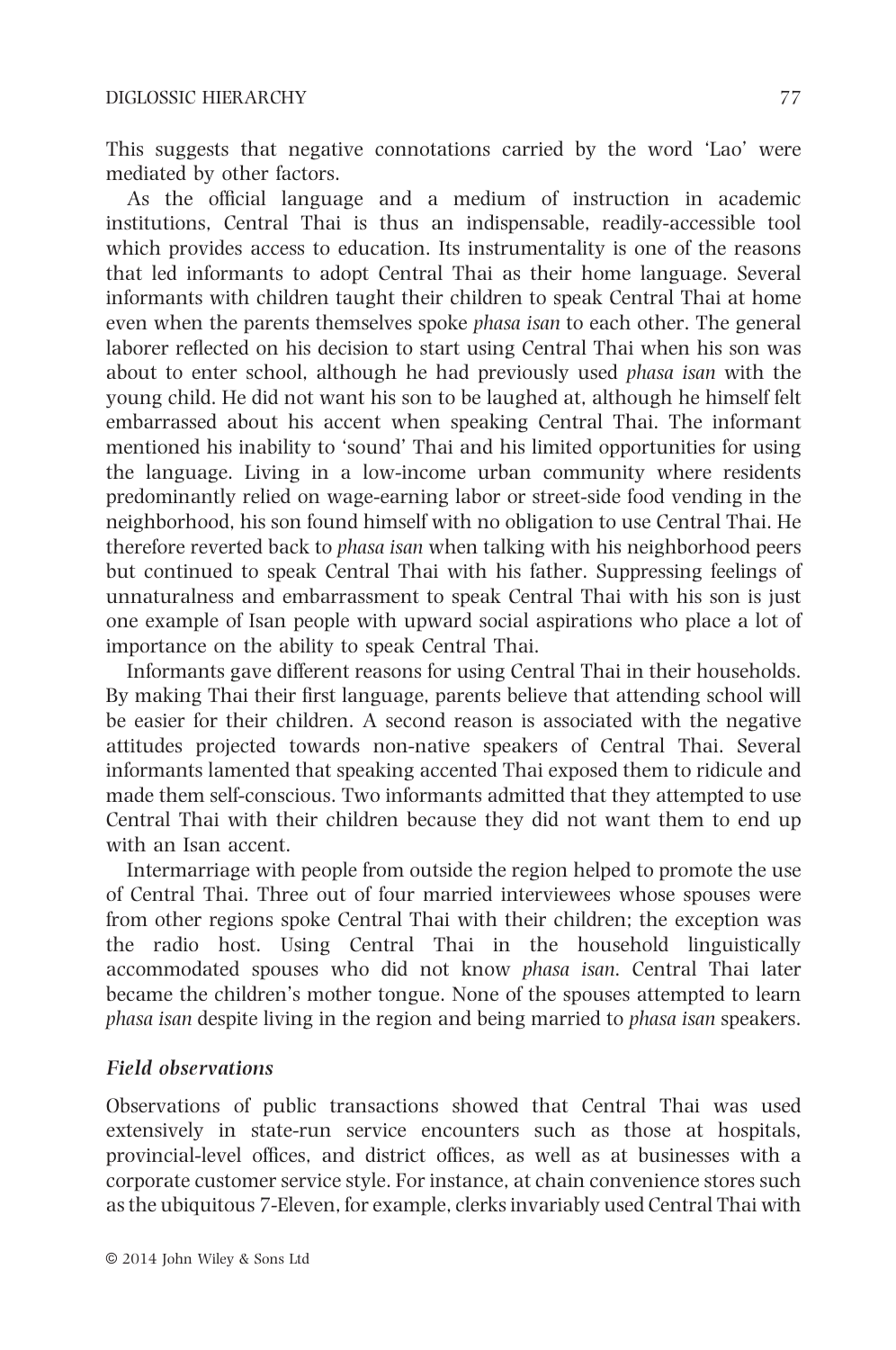This suggests that negative connotations carried by the word 'Lao' were mediated by other factors.

As the official language and a medium of instruction in academic institutions, Central Thai is thus an indispensable, readily-accessible tool which provides access to education. Its instrumentality is one of the reasons that led informants to adopt Central Thai as their home language. Several informants with children taught their children to speak Central Thai at home even when the parents themselves spoke *phasa isan* to each other. The general laborer reflected on his decision to start using Central Thai when his son was about to enter school, although he had previously used *phasa isan* with the young child. He did not want his son to be laughed at, although he himself felt embarrassed about his accent when speaking Central Thai. The informant mentioned his inability to 'sound' Thai and his limited opportunities for using the language. Living in a low-income urban community where residents predominantly relied on wage-earning labor or street-side food vending in the neighborhood, his son found himself with no obligation to use Central Thai. He therefore reverted back to *phasa isan* when talking with his neighborhood peers but continued to speak Central Thai with his father. Suppressing feelings of unnaturalness and embarrassment to speak Central Thai with his son is just one example of Isan people with upward social aspirations who place a lot of importance on the ability to speak Central Thai.

Informants gave different reasons for using Central Thai in their households. By making Thai their first language, parents believe that attending school will be easier for their children. A second reason is associated with the negative attitudes projected towards non-native speakers of Central Thai. Several informants lamented that speaking accented Thai exposed them to ridicule and made them self-conscious. Two informants admitted that they attempted to use Central Thai with their children because they did not want them to end up with an Isan accent.

Intermarriage with people from outside the region helped to promote the use of Central Thai. Three out of four married interviewees whose spouses were from other regions spoke Central Thai with their children; the exception was the radio host. Using Central Thai in the household linguistically accommodated spouses who did not know *phasa isan*. Central Thai later became the children's mother tongue. None of the spouses attempted to learn *phasa isan* despite living in the region and being married to *phasa isan* speakers.

### *Field observations*

Observations of public transactions showed that Central Thai was used extensively in state-run service encounters such as those at hospitals, provincial-level offices, and district offices, as well as at businesses with a corporate customer service style. For instance, at chain convenience stores such as the ubiquitous 7-Eleven, for example, clerks invariably used Central Thai with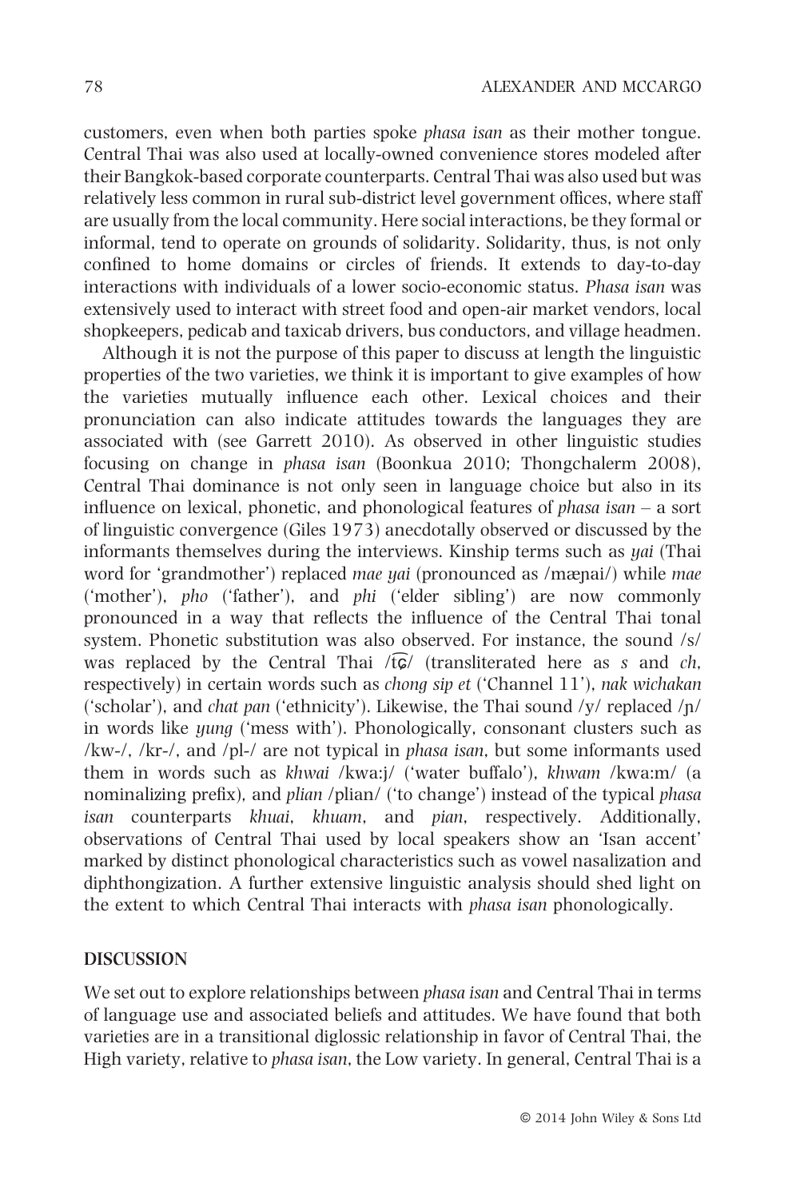customers, even when both parties spoke *phasa isan* as their mother tongue. Central Thai was also used at locally-owned convenience stores modeled after their Bangkok-based corporate counterparts. Central Thai was also used but was relatively less common in rural sub-district level government offices, where staff are usually from the local community. Here social interactions, be they formal or informal, tend to operate on grounds of solidarity. Solidarity, thus, is not only confined to home domains or circles of friends. It extends to day-to-day interactions with individuals of a lower socio-economic status. *Phasa isan* was extensively used to interact with street food and open-air market vendors, local shopkeepers, pedicab and taxicab drivers, bus conductors, and village headmen.

Although it is not the purpose of this paper to discuss at length the linguistic properties of the two varieties, we think it is important to give examples of how the varieties mutually influence each other. Lexical choices and their pronunciation can also indicate attitudes towards the languages they are associated with (see Garrett 2010). As observed in other linguistic studies focusing on change in *phasa isan* (Boonkua 2010; Thongchalerm 2008), Central Thai dominance is not only seen in language choice but also in its influence on lexical, phonetic, and phonological features of *phasa isan* – a sort of linguistic convergence (Giles 1973) anecdotally observed or discussed by the informants themselves during the interviews. Kinship terms such as *yai* (Thai word for 'grandmother') replaced *mae yai* (pronounced as /mæɲai/) while *mae* ('mother'), *pho* ('father'), and *phi* ('elder sibling') are now commonly pronounced in a way that reflects the influence of the Central Thai tonal system. Phonetic substitution was also observed. For instance, the sound /s/ was replaced by the Central Thai /t͡ɕ/ (transliterated here as *s* and *ch*, respectively) in certain words such as *chong sip et* ('Channel 11'), *nak wichakan* ('scholar'), and *chat pan* ('ethnicity'). Likewise, the Thai sound /y/ replaced /ɲ/ in words like *yung* ('mess with'). Phonologically, consonant clusters such as /kw-/, /kr-/, and /pl-/ are not typical in *phasa isan*, but some informants used them in words such as *khwai* /kwa:j/ ('water buffalo'), *khwam* /kwa:m/ (a nominalizing prefix), and *plian* /plian/ ('to change') instead of the typical *phasa isan* counterparts *khuai*, *khuam*, and *pian*, respectively. Additionally, observations of Central Thai used by local speakers show an 'Isan accent' marked by distinct phonological characteristics such as vowel nasalization and diphthongization. A further extensive linguistic analysis should shed light on the extent to which Central Thai interacts with *phasa isan* phonologically.

## DISCUSSION

We set out to explore relationships between *phasa isan* and Central Thai in terms of language use and associated beliefs and attitudes. We have found that both varieties are in a transitional diglossic relationship in favor of Central Thai, the High variety, relative to *phasa isan*, the Low variety. In general, Central Thai is a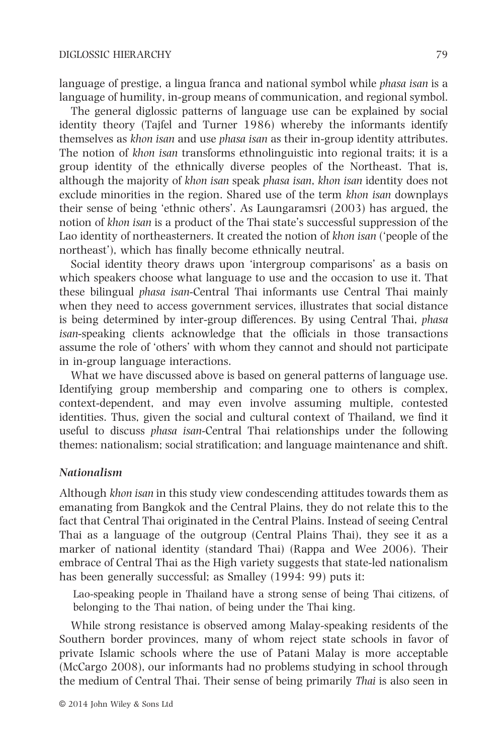language of prestige, a lingua franca and national symbol while *phasa isan* is a language of humility, in-group means of communication, and regional symbol.

The general diglossic patterns of language use can be explained by social identity theory (Tajfel and Turner 1986) whereby the informants identify themselves as *khon isan* and use *phasa isan* as their in-group identity attributes. The notion of *khon isan* transforms ethnolinguistic into regional traits; it is a group identity of the ethnically diverse peoples of the Northeast. That is, although the majority of *khon isan* speak *phasa isan*, *khon isan* identity does not exclude minorities in the region. Shared use of the term *khon isan* downplays their sense of being 'ethnic others'. As Laungaramsri (2003) has argued, the notion of *khon isan* is a product of the Thai state's successful suppression of the Lao identity of northeasterners. It created the notion of *khon isan* ('people of the northeast'), which has finally become ethnically neutral.

Social identity theory draws upon 'intergroup comparisons' as a basis on which speakers choose what language to use and the occasion to use it. That these bilingual *phasa isan*-Central Thai informants use Central Thai mainly when they need to access government services, illustrates that social distance is being determined by inter-group differences. By using Central Thai, *phasa isan*-speaking clients acknowledge that the officials in those transactions assume the role of 'others' with whom they cannot and should not participate in in-group language interactions.

What we have discussed above is based on general patterns of language use. Identifying group membership and comparing one to others is complex, context-dependent, and may even involve assuming multiple, contested identities. Thus, given the social and cultural context of Thailand, we find it useful to discuss *phasa isan*-Central Thai relationships under the following themes: nationalism; social stratification; and language maintenance and shift.

### *Nationalism*

Although *khon isan* in this study view condescending attitudes towards them as emanating from Bangkok and the Central Plains, they do not relate this to the fact that Central Thai originated in the Central Plains. Instead of seeing Central Thai as a language of the outgroup (Central Plains Thai), they see it as a marker of national identity (standard Thai) (Rappa and Wee 2006). Their embrace of Central Thai as the High variety suggests that state-led nationalism has been generally successful; as Smalley (1994: 99) puts it:

> Lao-speaking people in Thailand have a strong sense of being Thai citizens, of belonging to the Thai nation, of being under the Thai king.

While strong resistance is observed among Malay-speaking residents of the Southern border provinces, many of whom reject state schools in favor of private Islamic schools where the use of Patani Malay is more acceptable (McCargo 2008), our informants had no problems studying in school through the medium of Central Thai. Their sense of being primarily *Thai* is also seen in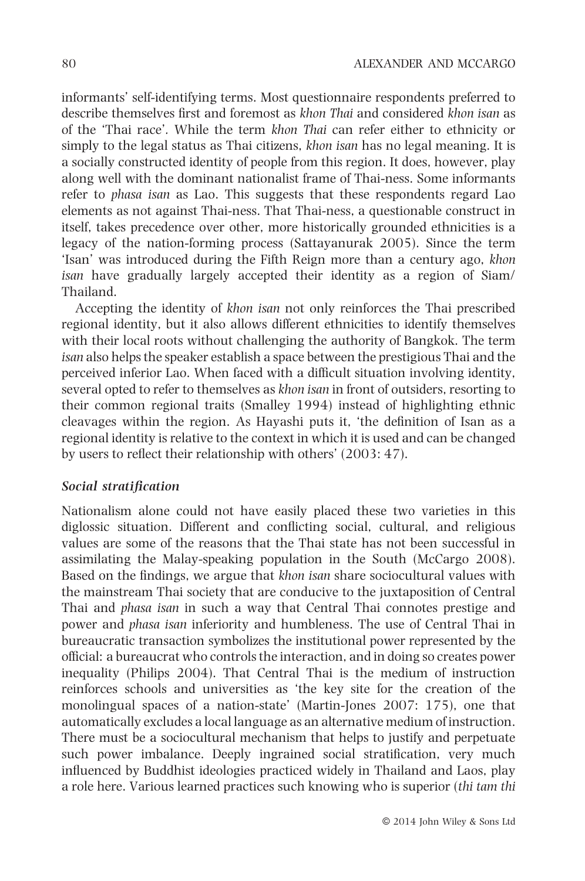informants' self-identifying terms. Most questionnaire respondents preferred to describe themselves first and foremost as *khon Thai* and considered *khon isan* as of the 'Thai race'. While the term *khon Thai* can refer either to ethnicity or simply to the legal status as Thai citizens, *khon isan* has no legal meaning. It is a socially constructed identity of people from this region. It does, however, play along well with the dominant nationalist frame of Thai-ness. Some informants refer to *phasa isan* as Lao. This suggests that these respondents regard Lao elements as not against Thai-ness. That Thai-ness, a questionable construct in itself, takes precedence over other, more historically grounded ethnicities is a legacy of the nation-forming process (Sattayanurak 2005). Since the term 'Isan' was introduced during the Fifth Reign more than a century ago, *khon isan* have gradually largely accepted their identity as a region of Siam/ Thailand.

Accepting the identity of *khon isan* not only reinforces the Thai prescribed regional identity, but it also allows different ethnicities to identify themselves with their local roots without challenging the authority of Bangkok. The term *isan* also helps the speaker establish a space between the prestigious Thai and the perceived inferior Lao. When faced with a difficult situation involving identity, several opted to refer to themselves as *khon isan* in front of outsiders, resorting to their common regional traits (Smalley 1994) instead of highlighting ethnic cleavages within the region. As Hayashi puts it, 'the definition of Isan as a regional identity is relative to the context in which it is used and can be changed by users to reflect their relationship with others' (2003: 47).

### *Social stratification*

Nationalism alone could not have easily placed these two varieties in this diglossic situation. Different and conflicting social, cultural, and religious values are some of the reasons that the Thai state has not been successful in assimilating the Malay-speaking population in the South (McCargo 2008). Based on the findings, we argue that *khon isan* share sociocultural values with the mainstream Thai society that are conducive to the juxtaposition of Central Thai and *phasa isan* in such a way that Central Thai connotes prestige and power and *phasa isan* inferiority and humbleness. The use of Central Thai in bureaucratic transaction symbolizes the institutional power represented by the official: a bureaucrat who controls the interaction, and in doing so creates power inequality (Philips 2004). That Central Thai is the medium of instruction reinforces schools and universities as 'the key site for the creation of the monolingual spaces of a nation-state' (Martin-Jones 2007: 175), one that automatically excludes a local language as an alternative medium of instruction. There must be a sociocultural mechanism that helps to justify and perpetuate such power imbalance. Deeply ingrained social stratification, very much influenced by Buddhist ideologies practiced widely in Thailand and Laos, play a role here. Various learned practices such knowing who is superior (*thi tam thi*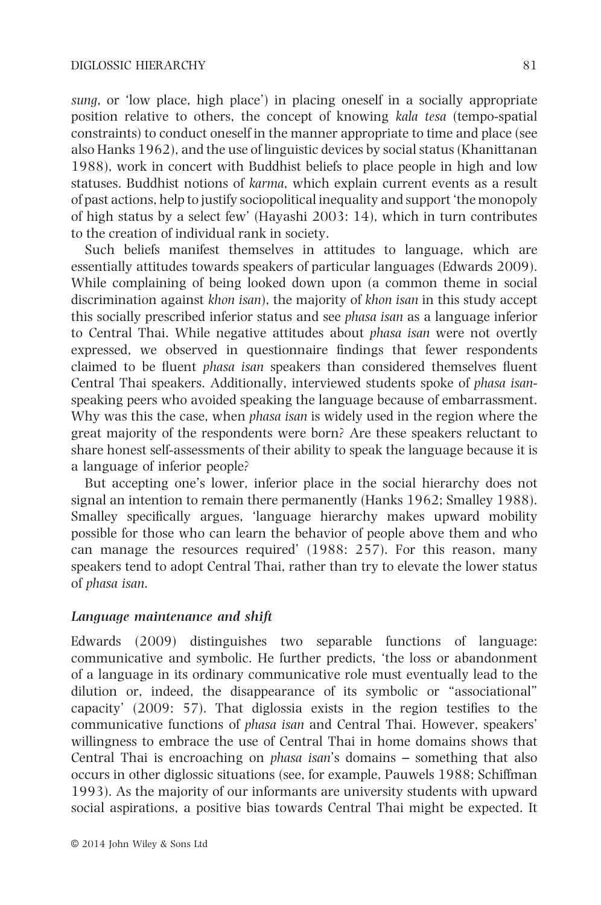*sung*, or 'low place, high place') in placing oneself in a socially appropriate position relative to others, the concept of knowing *kala tesa* (tempo-spatial constraints) to conduct oneself in the manner appropriate to time and place (see also Hanks 1962), and the use of linguistic devices by social status (Khanittanan 1988), work in concert with Buddhist beliefs to place people in high and low statuses. Buddhist notions of *karma*, which explain current events as a result of past actions, help to justify sociopolitical inequality and support 'the monopoly of high status by a select few' (Hayashi 2003: 14), which in turn contributes to the creation of individual rank in society.

Such beliefs manifest themselves in attitudes to language, which are essentially attitudes towards speakers of particular languages (Edwards 2009). While complaining of being looked down upon (a common theme in social discrimination against *khon isan*), the majority of *khon isan* in this study accept this socially prescribed inferior status and see *phasa isan* as a language inferior to Central Thai. While negative attitudes about *phasa isan* were not overtly expressed, we observed in questionnaire findings that fewer respondents claimed to be fluent *phasa isan* speakers than considered themselves fluent Central Thai speakers. Additionally, interviewed students spoke of *phasa isan*-speaking peers who avoided speaking the language because of embarrassment. Why was this the case, when *phasa isan* is widely used in the region where the great majority of the respondents were born? Are these speakers reluctant to share honest self-assessments of their ability to speak the language because it is a language of inferior people?

But accepting one's lower, inferior place in the social hierarchy does not signal an intention to remain there permanently (Hanks 1962; Smalley 1988). Smalley specifically argues, 'language hierarchy makes upward mobility possible for those who can learn the behavior of people above them and who can manage the resources required' (1988: 257). For this reason, many speakers tend to adopt Central Thai, rather than try to elevate the lower status of *phasa isan*.

### *Language maintenance and shift*

Edwards (2009) distinguishes two separable functions of language: communicative and symbolic. He further predicts, 'the loss or abandonment of a language in its ordinary communicative role must eventually lead to the dilution or, indeed, the disappearance of its symbolic or "associational" capacity' (2009: 57). That diglossia exists in the region testifies to the communicative functions of *phasa isan* and Central Thai. However, speakers' willingness to embrace the use of Central Thai in home domains shows that Central Thai is encroaching on *phasa isan*'s domains – something that also occurs in other diglossic situations (see, for example, Pauwels 1988; Schiffman 1993). As the majority of our informants are university students with upward social aspirations, a positive bias towards Central Thai might be expected. It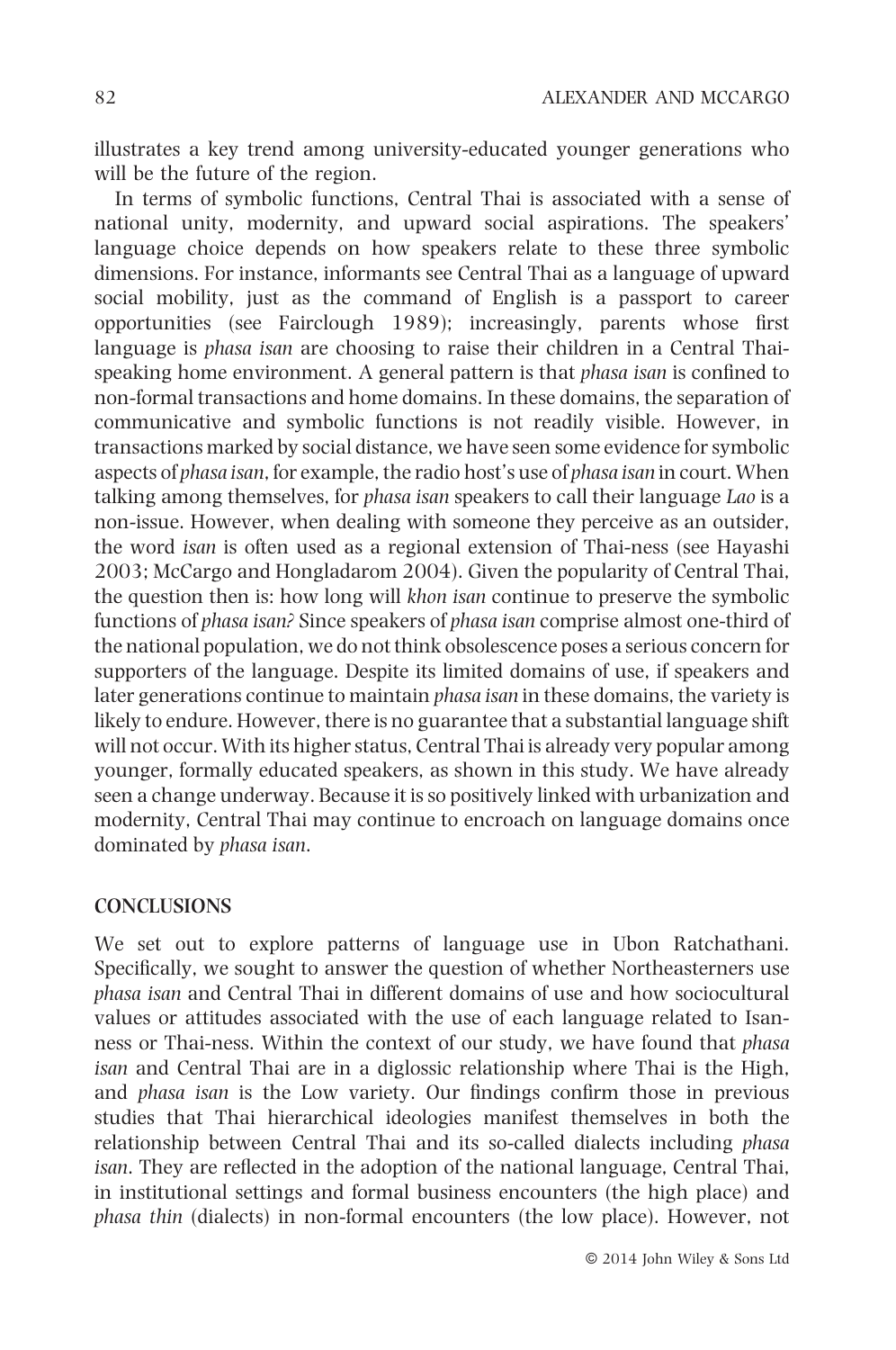illustrates a key trend among university-educated younger generations who will be the future of the region.

In terms of symbolic functions, Central Thai is associated with a sense of national unity, modernity, and upward social aspirations. The speakers' language choice depends on how speakers relate to these three symbolic dimensions. For instance, informants see Central Thai as a language of upward social mobility, just as the command of English is a passport to career opportunities (see Fairclough 1989); increasingly, parents whose first language is *phasa isan* are choosing to raise their children in a Central Thai-speaking home environment. A general pattern is that *phasa isan* is confined to non-formal transactions and home domains. In these domains, the separation of communicative and symbolic functions is not readily visible. However, in transactions marked by social distance, we have seen some evidence for symbolic aspects of *phasa isan*, for example, the radio host's use of *phasa isan* in court. When talking among themselves, for *phasa isan* speakers to call their language *Lao* is a non-issue. However, when dealing with someone they perceive as an outsider, the word *isan* is often used as a regional extension of Thai-ness (see Hayashi 2003; McCargo and Hongladarom 2004). Given the popularity of Central Thai, the question then is: how long will *khon isan* continue to preserve the symbolic functions of *phasa isan?* Since speakers of *phasa isan* comprise almost one-third of the national population, we do not think obsolescence poses a serious concern for supporters of the language. Despite its limited domains of use, if speakers and later generations continue to maintain *phasa isan* in these domains, the variety is likely to endure. However, there is no guarantee that a substantial language shift will not occur. With its higher status, Central Thai is already very popular among younger, formally educated speakers, as shown in this study. We have already seen a change underway. Because it is so positively linked with urbanization and modernity, Central Thai may continue to encroach on language domains once dominated by *phasa isan*.

## CONCLUSIONS

We set out to explore patterns of language use in Ubon Ratchathani. Specifically, we sought to answer the question of whether Northeasterners use *phasa isan* and Central Thai in different domains of use and how sociocultural values or attitudes associated with the use of each language related to Isan-ness or Thai-ness. Within the context of our study, we have found that *phasa isan* and Central Thai are in a diglossic relationship where Thai is the High, and *phasa isan* is the Low variety. Our findings confirm those in previous studies that Thai hierarchical ideologies manifest themselves in both the relationship between Central Thai and its so-called dialects including *phasa isan*. They are reflected in the adoption of the national language, Central Thai, in institutional settings and formal business encounters (the high place) and *phasa thin* (dialects) in non-formal encounters (the low place). However, not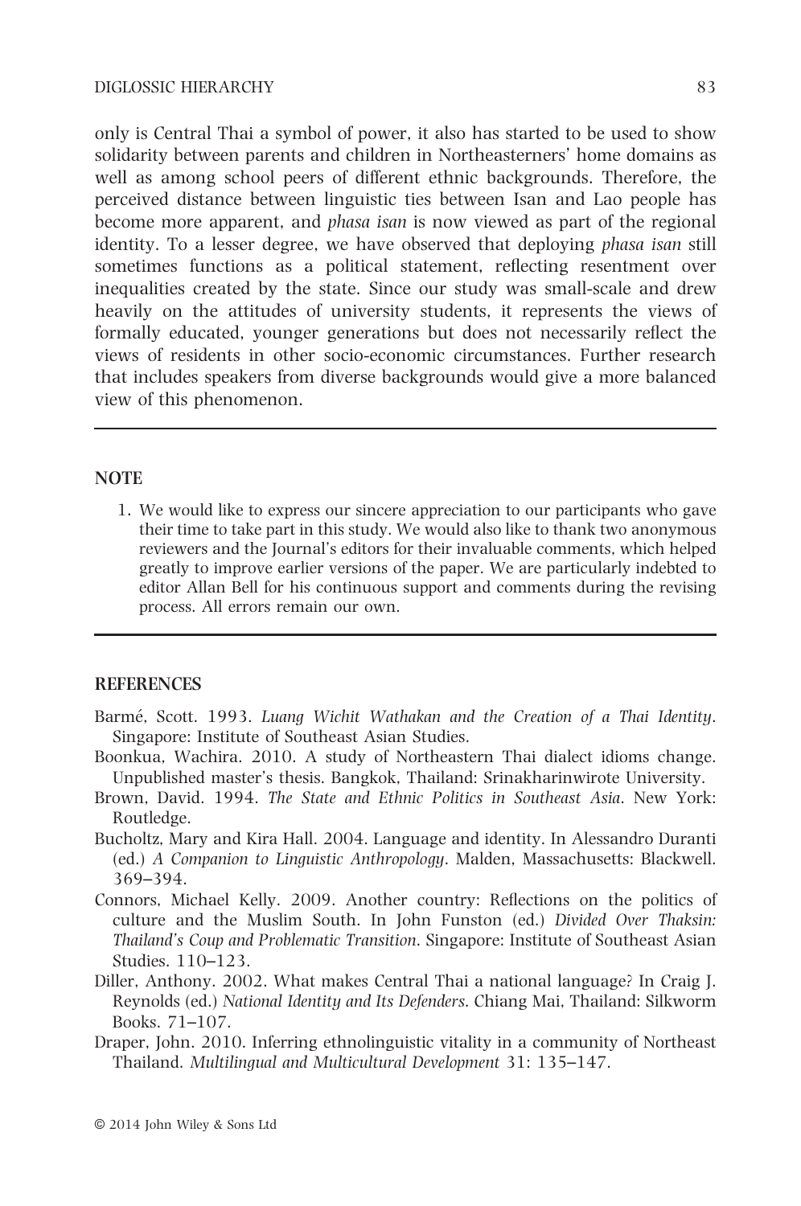only is Central Thai a symbol of power, it also has started to be used to show solidarity between parents and children in Northeasterners' home domains as well as among school peers of different ethnic backgrounds. Therefore, the perceived distance between linguistic ties between Isan and Lao people has become more apparent, and *phasa isan* is now viewed as part of the regional identity. To a lesser degree, we have observed that deploying *phasa isan* still sometimes functions as a political statement, reflecting resentment over inequalities created by the state. Since our study was small-scale and drew heavily on the attitudes of university students, it represents the views of formally educated, younger generations but does not necessarily reflect the views of residents in other socio-economic circumstances. Further research that includes speakers from diverse backgrounds would give a more balanced view of this phenomenon.

## NOTE

1. We would like to express our sincere appreciation to our participants who gave their time to take part in this study. We would also like to thank two anonymous reviewers and the Journal's editors for their invaluable comments, which helped greatly to improve earlier versions of the paper. We are particularly indebted to editor Allan Bell for his continuous support and comments during the revising process. All errors remain our own.

## REFERENCES

Barmé, Scott. 1993. *Luang Wichit Wathakan and the Creation of a Thai Identity*. Singapore: Institute of Southeast Asian Studies.

Boonkua, Wachira. 2010. A study of Northeastern Thai dialect idioms change. Unpublished master's thesis. Bangkok, Thailand: Srinakharinwirote University.

Brown, David. 1994. *The State and Ethnic Politics in Southeast Asia*. New York: Routledge.

Bucholtz, Mary and Kira Hall. 2004. Language and identity. In Alessandro Duranti (ed.) *A Companion to Linguistic Anthropology*. Malden, Massachusetts: Blackwell. 369–394.

Connors, Michael Kelly. 2009. Another country: Reflections on the politics of culture and the Muslim South. In John Funston (ed.) *Divided Over Thaksin: Thailand's Coup and Problematic Transition*. Singapore: Institute of Southeast Asian Studies. 110–123.

Diller, Anthony. 2002. What makes Central Thai a national language? In Craig J. Reynolds (ed.) *National Identity and Its Defenders*. Chiang Mai, Thailand: Silkworm Books. 71–107.

Draper, John. 2010. Inferring ethnolinguistic vitality in a community of Northeast Thailand. *Multilingual and Multicultural Development* 31: 135–147.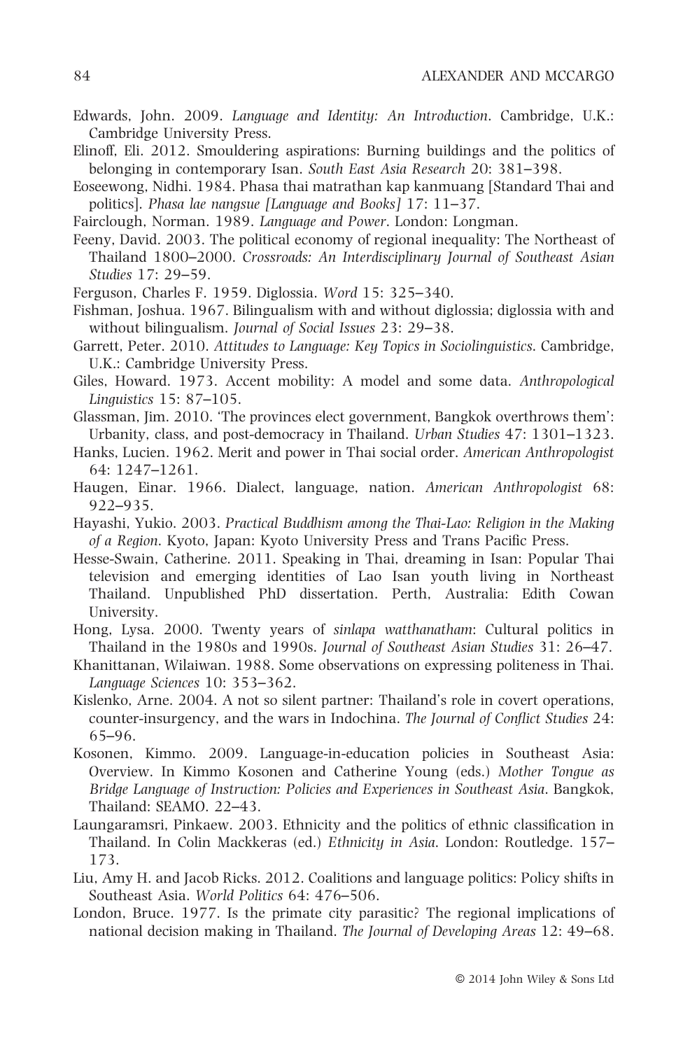Edwards, John. 2009. *Language and Identity: An Introduction*. Cambridge, U.K.: Cambridge University Press.

Elinoff, Eli. 2012. Smouldering aspirations: Burning buildings and the politics of belonging in contemporary Isan. *South East Asia Research* 20: 381–398.

Eoseewong, Nidhi. 1984. Phasa thai matrathan kap kanmuang [Standard Thai and politics]. *Phasa lae nangsue [Language and Books]* 17: 11–37.

Fairclough, Norman. 1989. *Language and Power*. London: Longman.

Feeny, David. 2003. The political economy of regional inequality: The Northeast of Thailand 1800–2000. *Crossroads: An Interdisciplinary Journal of Southeast Asian Studies* 17: 29–59.

Ferguson, Charles F. 1959. Diglossia. *Word* 15: 325–340.

Fishman, Joshua. 1967. Bilingualism with and without diglossia; diglossia with and without bilingualism. *Journal of Social Issues* 23: 29–38.

Garrett, Peter. 2010. *Attitudes to Language: Key Topics in Sociolinguistics*. Cambridge, U.K.: Cambridge University Press.

Giles, Howard. 1973. Accent mobility: A model and some data. *Anthropological Linguistics* 15: 87–105.

Glassman, Jim. 2010. 'The provinces elect government, Bangkok overthrows them': Urbanity, class, and post-democracy in Thailand. *Urban Studies* 47: 1301–1323.

Hanks, Lucien. 1962. Merit and power in Thai social order. *American Anthropologist* 64: 1247–1261.

Haugen, Einar. 1966. Dialect, language, nation. *American Anthropologist* 68: 922–935.

Hayashi, Yukio. 2003. *Practical Buddhism among the Thai-Lao: Religion in the Making of a Region*. Kyoto, Japan: Kyoto University Press and Trans Pacific Press.

Hesse-Swain, Catherine. 2011. Speaking in Thai, dreaming in Isan: Popular Thai television and emerging identities of Lao Isan youth living in Northeast Thailand. Unpublished PhD dissertation. Perth, Australia: Edith Cowan University.

Hong, Lysa. 2000. Twenty years of *sinlapa watthanatham*: Cultural politics in Thailand in the 1980s and 1990s. *Journal of Southeast Asian Studies* 31: 26–47.

Khanittanan, Wilaiwan. 1988. Some observations on expressing politeness in Thai. *Language Sciences* 10: 353–362.

Kislenko, Arne. 2004. A not so silent partner: Thailand's role in covert operations, counter-insurgency, and the wars in Indochina. *The Journal of Conflict Studies* 24: 65–96.

Kosonen, Kimmo. 2009. Language-in-education policies in Southeast Asia: Overview. In Kimmo Kosonen and Catherine Young (eds.) *Mother Tongue as Bridge Language of Instruction: Policies and Experiences in Southeast Asia*. Bangkok, Thailand: SEAMO. 22–43.

Laungaramsri, Pinkaew. 2003. Ethnicity and the politics of ethnic classification in Thailand. In Colin Mackkeras (ed.) *Ethnicity in Asia*. London: Routledge. 157–173.

Liu, Amy H. and Jacob Ricks. 2012. Coalitions and language politics: Policy shifts in Southeast Asia. *World Politics* 64: 476–506.

London, Bruce. 1977. Is the primate city parasitic? The regional implications of national decision making in Thailand. *The Journal of Developing Areas* 12: 49–68.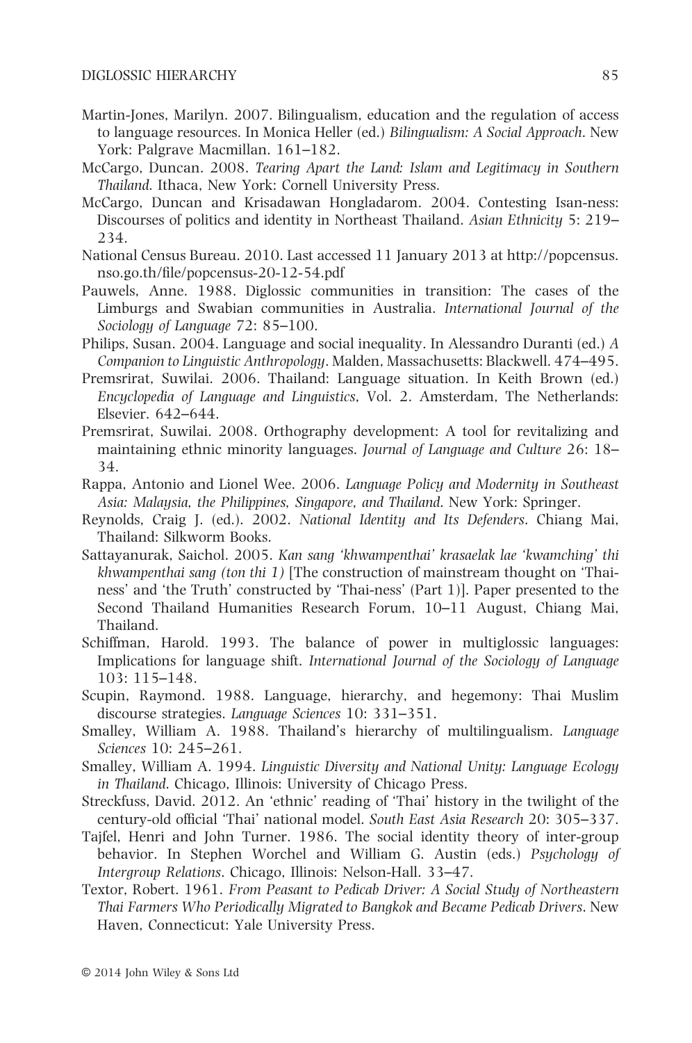Martin-Jones, Marilyn. 2007. Bilingualism, education and the regulation of access to language resources. In Monica Heller (ed.) *Bilingualism: A Social Approach*. New York: Palgrave Macmillan. 161–182.

McCargo, Duncan. 2008. *Tearing Apart the Land: Islam and Legitimacy in Southern Thailand*. Ithaca, New York: Cornell University Press.

McCargo, Duncan and Krisadawan Hongladarom. 2004. Contesting Isan-ness: Discourses of politics and identity in Northeast Thailand. *Asian Ethnicity* 5: 219–234.

National Census Bureau. 2010. Last accessed 11 January 2013 at http://popcensus.nso.go.th/file/popcensus-20-12-54.pdf

Pauwels, Anne. 1988. Diglossic communities in transition: The cases of the Limburgs and Swabian communities in Australia. *International Journal of the Sociology of Language* 72: 85–100.

Philips, Susan. 2004. Language and social inequality. In Alessandro Duranti (ed.) *A Companion to Linguistic Anthropology*. Malden, Massachusetts: Blackwell. 474–495.

Premsrirat, Suwilai. 2006. Thailand: Language situation. In Keith Brown (ed.) *Encyclopedia of Language and Linguistics*, Vol. 2. Amsterdam, The Netherlands: Elsevier. 642–644.

Premsrirat, Suwilai. 2008. Orthography development: A tool for revitalizing and maintaining ethnic minority languages. *Journal of Language and Culture* 26: 18–34.

Rappa, Antonio and Lionel Wee. 2006. *Language Policy and Modernity in Southeast Asia: Malaysia, the Philippines, Singapore, and Thailand*. New York: Springer.

Reynolds, Craig J. (ed.). 2002. *National Identity and Its Defenders*. Chiang Mai, Thailand: Silkworm Books.

Sattayanurak, Saichol. 2005. *Kan sang 'khwampenthai' krasaelak lae 'kwamching' thi khwampenthai sang (ton thi 1)* [The construction of mainstream thought on 'Thai-ness' and 'the Truth' constructed by 'Thai-ness' (Part 1)]. Paper presented to the Second Thailand Humanities Research Forum, 10–11 August, Chiang Mai, Thailand.

Schiffman, Harold. 1993. The balance of power in multiglossic languages: Implications for language shift. *International Journal of the Sociology of Language* 103: 115–148.

Scupin, Raymond. 1988. Language, hierarchy, and hegemony: Thai Muslim discourse strategies. *Language Sciences* 10: 331–351.

Smalley, William A. 1988. Thailand's hierarchy of multilingualism. *Language Sciences* 10: 245–261.

Smalley, William A. 1994. *Linguistic Diversity and National Unity: Language Ecology in Thailand*. Chicago, Illinois: University of Chicago Press.

Streckfuss, David. 2012. An 'ethnic' reading of 'Thai' history in the twilight of the century-old official 'Thai' national model. *South East Asia Research* 20: 305–337.

Tajfel, Henri and John Turner. 1986. The social identity theory of inter-group behavior. In Stephen Worchel and William G. Austin (eds.) *Psychology of Intergroup Relations*. Chicago, Illinois: Nelson-Hall. 33–47.

Textor, Robert. 1961. *From Peasant to Pedicab Driver: A Social Study of Northeastern Thai Farmers Who Periodically Migrated to Bangkok and Became Pedicab Drivers*. New Haven, Connecticut: Yale University Press.

© 2014 John Wiley & Sons Ltd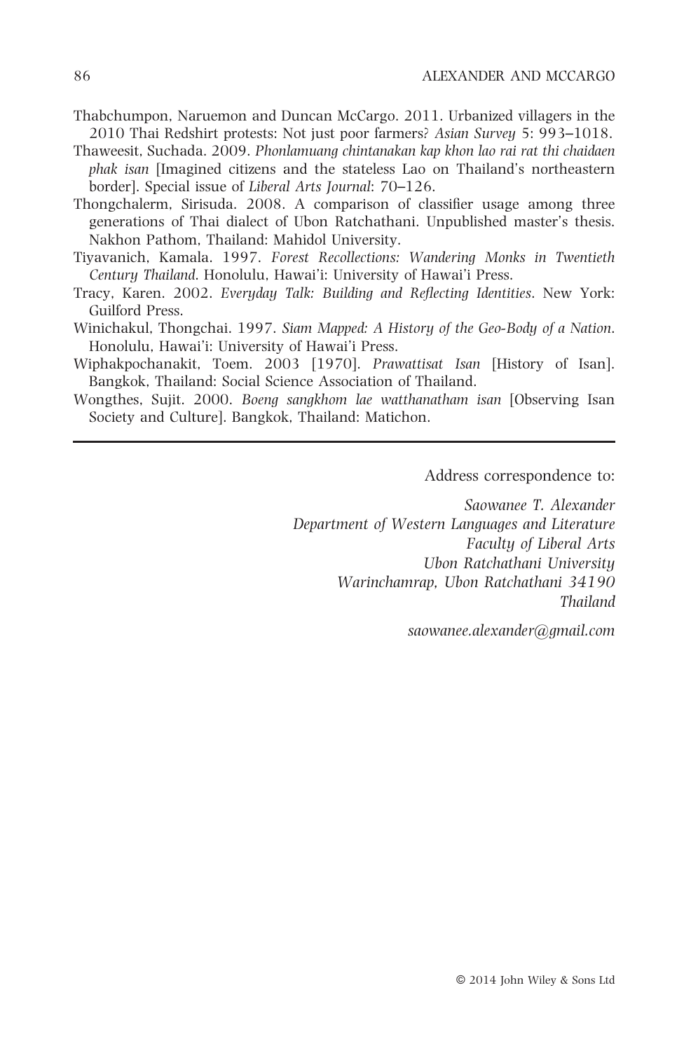Thabchumpon, Naruemon and Duncan McCargo. 2011. Urbanized villagers in the 2010 Thai Redshirt protests: Not just poor farmers? *Asian Survey* 5: 993–1018.

Thaweesit, Suchada. 2009. *Phonlamuang chintanakan kap khon lao rai rat thi chaidaen phak isan* [Imagined citizens and the stateless Lao on Thailand's northeastern border]. Special issue of *Liberal Arts Journal*: 70–126.

Thongchalerm, Sirisuda. 2008. A comparison of classifier usage among three generations of Thai dialect of Ubon Ratchathani. Unpublished master's thesis. Nakhon Pathom, Thailand: Mahidol University.

Tiyavanich, Kamala. 1997. *Forest Recollections: Wandering Monks in Twentieth Century Thailand*. Honolulu, Hawai'i: University of Hawai'i Press.

Tracy, Karen. 2002. *Everyday Talk: Building and Reflecting Identities*. New York: Guilford Press.

Winichakul, Thongchai. 1997. *Siam Mapped: A History of the Geo-Body of a Nation*. Honolulu, Hawai'i: University of Hawai'i Press.

Wiphakpochanakit, Toem. 2003 [1970]. *Prawattisat Isan* [History of Isan]. Bangkok, Thailand: Social Science Association of Thailand.

Wongthes, Sujit. 2000. *Boeng sangkhom lae watthanatham isan* [Observing Isan Society and Culture]. Bangkok, Thailand: Matichon.

---

Address correspondence to:

*Saowanee T. Alexander*
*Department of Western Languages and Literature*
*Faculty of Liberal Arts*
*Ubon Ratchathani University*
*Warinchamrap, Ubon Ratchathani 34190*
*Thailand*

*saowanee.alexander@gmail.com*

© 2014 John Wiley & Sons Ltd